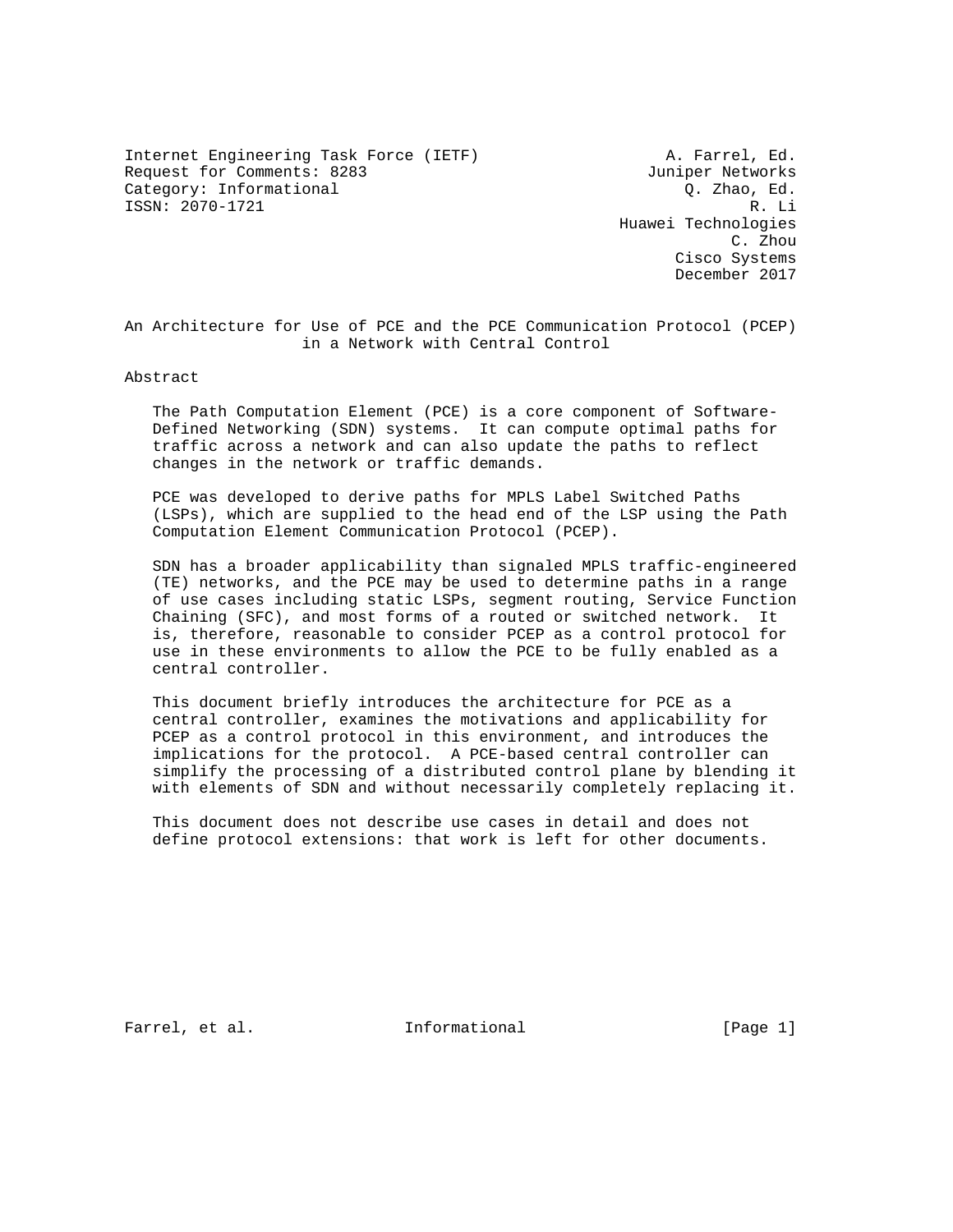Internet Engineering Task Force (IETF) A. Farrel, Ed.
Request for Comments: 8283 Juniper Networks
Category: Informational Q. Zhao, Ed.
ISSN: 2070-1721 R. Li
Huawei Technologies
C. Zhou
Cisco Systems
December 2017

# An Architecture for Use of PCE and the PCE Communication Protocol (PCEP) in a Network with Central Control

## Abstract

The Path Computation Element (PCE) is a core component of Software-Defined Networking (SDN) systems. It can compute optimal paths for traffic across a network and can also update the paths to reflect changes in the network or traffic demands.

PCE was developed to derive paths for MPLS Label Switched Paths (LSPs), which are supplied to the head end of the LSP using the Path Computation Element Communication Protocol (PCEP).

SDN has a broader applicability than signaled MPLS traffic-engineered (TE) networks, and the PCE may be used to determine paths in a range of use cases including static LSPs, segment routing, Service Function Chaining (SFC), and most forms of a routed or switched network. It is, therefore, reasonable to consider PCEP as a control protocol for use in these environments to allow the PCE to be fully enabled as a central controller.

This document briefly introduces the architecture for PCE as a central controller, examines the motivations and applicability for PCEP as a control protocol in this environment, and introduces the implications for the protocol. A PCE-based central controller can simplify the processing of a distributed control plane by blending it with elements of SDN and without necessarily completely replacing it.

This document does not describe use cases in detail and does not define protocol extensions: that work is left for other documents.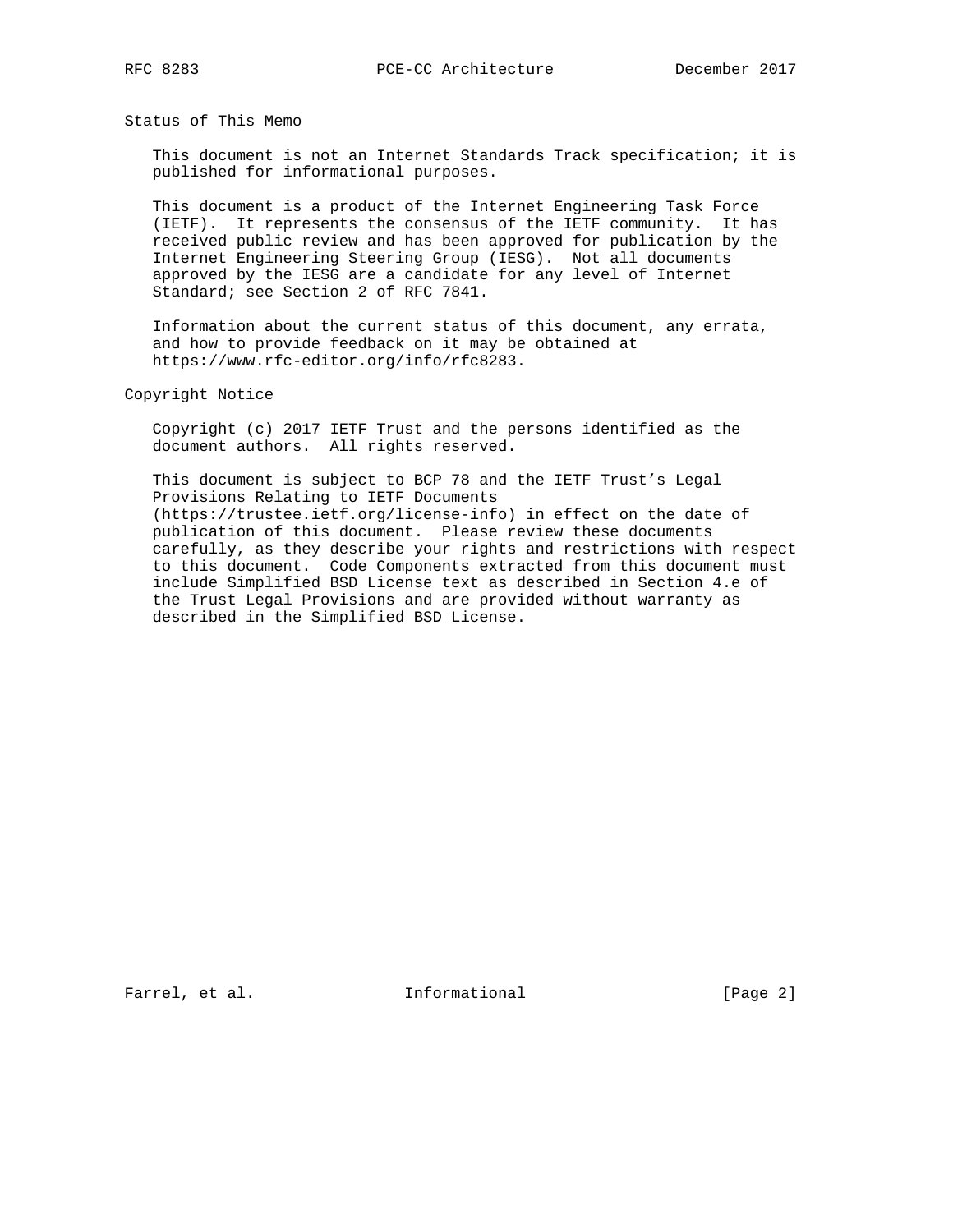## Status of This Memo

This document is not an Internet Standards Track specification; it is published for informational purposes.

This document is a product of the Internet Engineering Task Force (IETF). It represents the consensus of the IETF community. It has received public review and has been approved for publication by the Internet Engineering Steering Group (IESG). Not all documents approved by the IESG are a candidate for any level of Internet Standard; see Section 2 of RFC 7841.

Information about the current status of this document, any errata, and how to provide feedback on it may be obtained at https://www.rfc-editor.org/info/rfc8283.

## Copyright Notice

Copyright (c) 2017 IETF Trust and the persons identified as the document authors. All rights reserved.

This document is subject to BCP 78 and the IETF Trust's Legal Provisions Relating to IETF Documents (https://trustee.ietf.org/license-info) in effect on the date of publication of this document. Please review these documents carefully, as they describe your rights and restrictions with respect to this document. Code Components extracted from this document must include Simplified BSD License text as described in Section 4.e of the Trust Legal Provisions and are provided without warranty as described in the Simplified BSD License.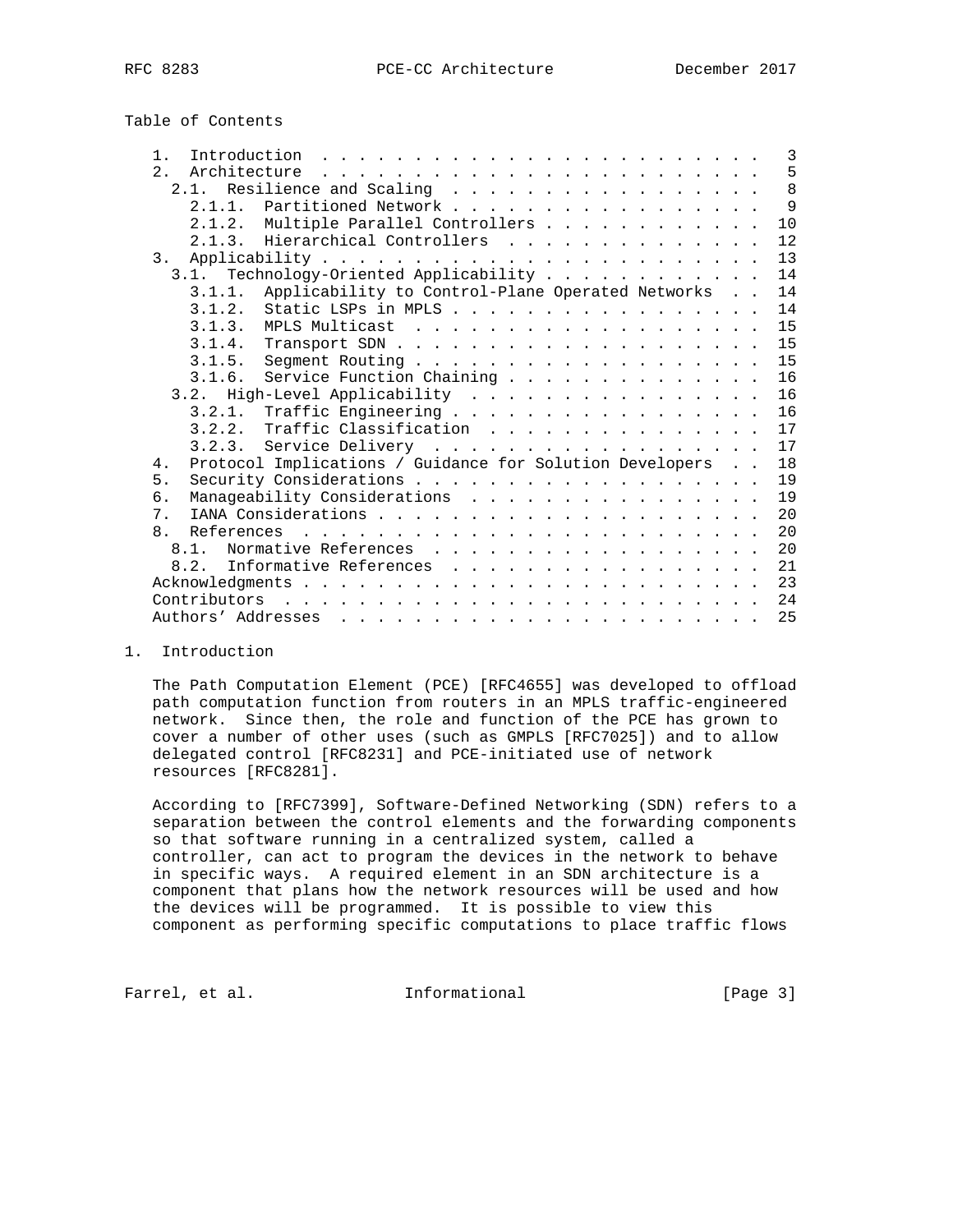Table of Contents

- 1. Introduction . . . . . . . . . . . . . . . . . . . . . . . . 3
- 2. Architecture . . . . . . . . . . . . . . . . . . . . . . . . 5
  - 2.1. Resilience and Scaling . . . . . . . . . . . . . . . . . 8
    - 2.1.1. Partitioned Network . . . . . . . . . . . . . . . . . 9
    - 2.1.2. Multiple Parallel Controllers . . . . . . . . . . . . 10
    - 2.1.3. Hierarchical Controllers . . . . . . . . . . . . . . 12
- 3. Applicability . . . . . . . . . . . . . . . . . . . . . . . . 13
  - 3.1. Technology-Oriented Applicability . . . . . . . . . . . 14
    - 3.1.1. Applicability to Control-Plane Operated Networks . . 14
    - 3.1.2. Static LSPs in MPLS . . . . . . . . . . . . . . . . . 14
    - 3.1.3. MPLS Multicast . . . . . . . . . . . . . . . . . . . 15
    - 3.1.4. Transport SDN . . . . . . . . . . . . . . . . . . . . 15
    - 3.1.5. Segment Routing . . . . . . . . . . . . . . . . . . . 15
    - 3.1.6. Service Function Chaining . . . . . . . . . . . . . . 16
  - 3.2. High-Level Applicability . . . . . . . . . . . . . . . . 16
    - 3.2.1. Traffic Engineering . . . . . . . . . . . . . . . . . 16
    - 3.2.2. Traffic Classification . . . . . . . . . . . . . . . 17
    - 3.2.3. Service Delivery . . . . . . . . . . . . . . . . . . 17
- 4. Protocol Implications / Guidance for Solution Developers . . 18
- 5. Security Considerations . . . . . . . . . . . . . . . . . . . 19
- 6. Manageability Considerations . . . . . . . . . . . . . . . . 19
- 7. IANA Considerations . . . . . . . . . . . . . . . . . . . . . 20
- 8. References . . . . . . . . . . . . . . . . . . . . . . . . . 20
  - 8.1. Normative References . . . . . . . . . . . . . . . . . . 20
  - 8.2. Informative References . . . . . . . . . . . . . . . . . 21
- Acknowledgments . . . . . . . . . . . . . . . . . . . . . . . . . 23
- Contributors . . . . . . . . . . . . . . . . . . . . . . . . . . 24
- Authors' Addresses . . . . . . . . . . . . . . . . . . . . . . . 25

## 1. Introduction

The Path Computation Element (PCE) [RFC4655] was developed to offload path computation function from routers in an MPLS traffic-engineered network. Since then, the role and function of the PCE has grown to cover a number of other uses (such as GMPLS [RFC7025]) and to allow delegated control [RFC8231] and PCE-initiated use of network resources [RFC8281].

According to [RFC7399], Software-Defined Networking (SDN) refers to a separation between the control elements and the forwarding components so that software running in a centralized system, called a controller, can act to program the devices in the network to behave in specific ways. A required element in an SDN architecture is a component that plans how the network resources will be used and how the devices will be programmed. It is possible to view this component as performing specific computations to place traffic flows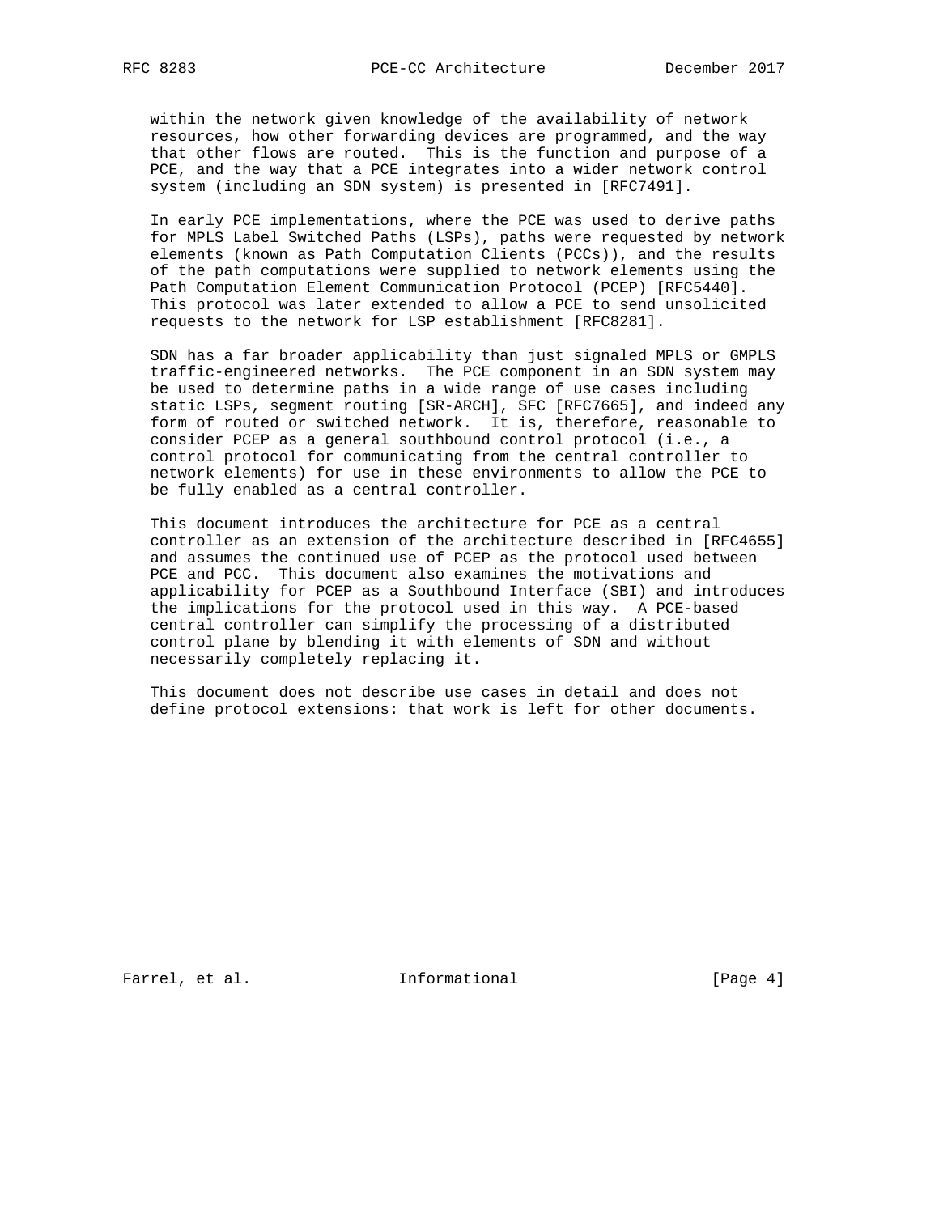within the network given knowledge of the availability of network resources, how other forwarding devices are programmed, and the way that other flows are routed. This is the function and purpose of a PCE, and the way that a PCE integrates into a wider network control system (including an SDN system) is presented in [RFC7491].

In early PCE implementations, where the PCE was used to derive paths for MPLS Label Switched Paths (LSPs), paths were requested by network elements (known as Path Computation Clients (PCCs)), and the results of the path computations were supplied to network elements using the Path Computation Element Communication Protocol (PCEP) [RFC5440]. This protocol was later extended to allow a PCE to send unsolicited requests to the network for LSP establishment [RFC8281].

SDN has a far broader applicability than just signaled MPLS or GMPLS traffic-engineered networks. The PCE component in an SDN system may be used to determine paths in a wide range of use cases including static LSPs, segment routing [SR-ARCH], SFC [RFC7665], and indeed any form of routed or switched network. It is, therefore, reasonable to consider PCEP as a general southbound control protocol (i.e., a control protocol for communicating from the central controller to network elements) for use in these environments to allow the PCE to be fully enabled as a central controller.

This document introduces the architecture for PCE as a central controller as an extension of the architecture described in [RFC4655] and assumes the continued use of PCEP as the protocol used between PCE and PCC. This document also examines the motivations and applicability for PCEP as a Southbound Interface (SBI) and introduces the implications for the protocol used in this way. A PCE-based central controller can simplify the processing of a distributed control plane by blending it with elements of SDN and without necessarily completely replacing it.

This document does not describe use cases in detail and does not define protocol extensions: that work is left for other documents.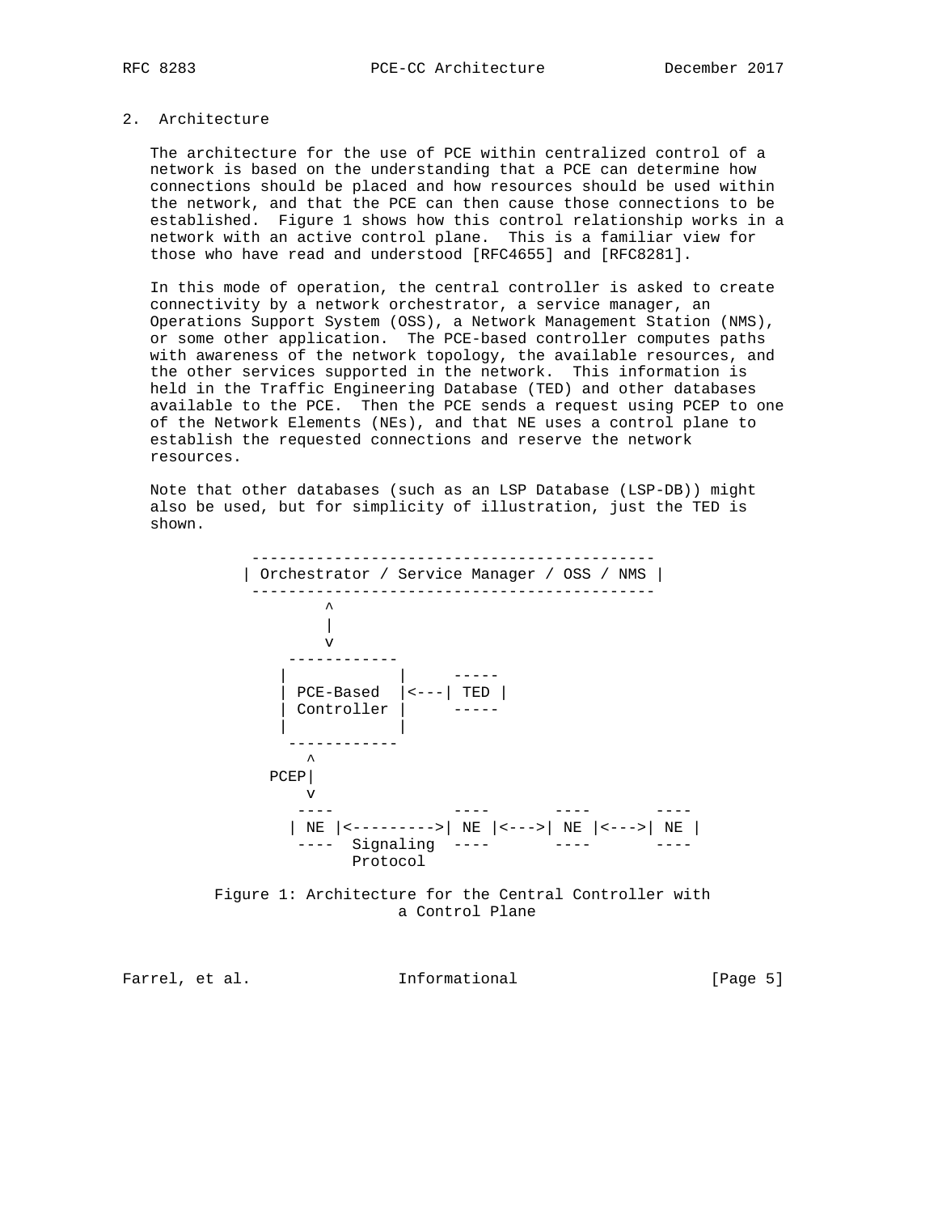## 2. Architecture

The architecture for the use of PCE within centralized control of a network is based on the understanding that a PCE can determine how connections should be placed and how resources should be used within the network, and that the PCE can then cause those connections to be established. Figure 1 shows how this control relationship works in a network with an active control plane. This is a familiar view for those who have read and understood [RFC4655] and [RFC8281].

In this mode of operation, the central controller is asked to create connectivity by a network orchestrator, a service manager, an Operations Support System (OSS), a Network Management Station (NMS), or some other application. The PCE-based controller computes paths with awareness of the network topology, the available resources, and the other services supported in the network. This information is held in the Traffic Engineering Database (TED) and other databases available to the PCE. Then the PCE sends a request using PCEP to one of the Network Elements (NEs), and that NE uses a control plane to establish the requested connections and reserve the network resources.

Note that other databases (such as an LSP Database (LSP-DB)) might also be used, but for simplicity of illustration, just the TED is shown.

```
           --------------------------------------------
          | Orchestrator / Service Manager / OSS / NMS |
           --------------------------------------------
                   ^
                   |
                   v
               ------------
              |            |     -----
              | PCE-Based  |<---| TED |
              | Controller |     -----
              |            |
               ------------
                 ^
             PCEP|
                 v
               ----            ----       ----       ----
              | NE |<--------->| NE |<--->| NE |<--->| NE |
               ----  Signaling  ----       ----       ----
                     Protocol
```

Figure 1: Architecture for the Central Controller with a Control Plane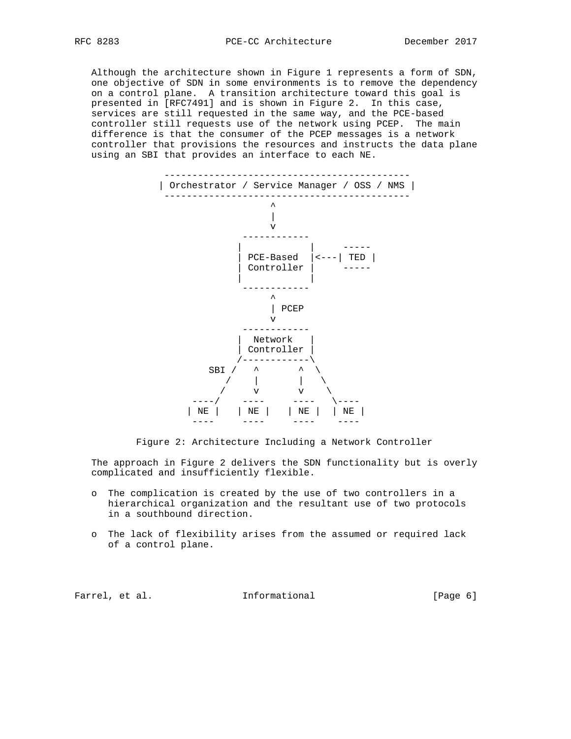Although the architecture shown in Figure 1 represents a form of SDN, one objective of SDN in some environments is to remove the dependency on a control plane. A transition architecture toward this goal is presented in [RFC7491] and is shown in Figure 2. In this case, services are still requested in the same way, and the PCE-based controller still requests use of the network using PCEP. The main difference is that the consumer of the PCEP messages is a network controller that provisions the resources and instructs the data plane using an SBI that provides an interface to each NE.

```
       --------------------------------------------
      | Orchestrator / Service Manager / OSS / NMS |
       --------------------------------------------
                          ^
                          |
                          v
                    ------------
                   |            |     -----
                   | PCE-Based  |<---| TED |
                   | Controller |     -----
                   |            |
                    ------------
                          ^
                          | PCEP
                          v
                    ------------
                   |  Network   |
                   | Controller |
                   /------------\
               SBI /   ^       ^  \
                  /    |       |   \
                 /     v       v    \
             ----/    ----    ----   \----
            | NE |   | NE |  | NE |  | NE |
             ----     ----    ----    ----
```

Figure 2: Architecture Including a Network Controller

The approach in Figure 2 delivers the SDN functionality but is overly complicated and insufficiently flexible.

- The complication is created by the use of two controllers in a hierarchical organization and the resultant use of two protocols in a southbound direction.

- The lack of flexibility arises from the assumed or required lack of a control plane.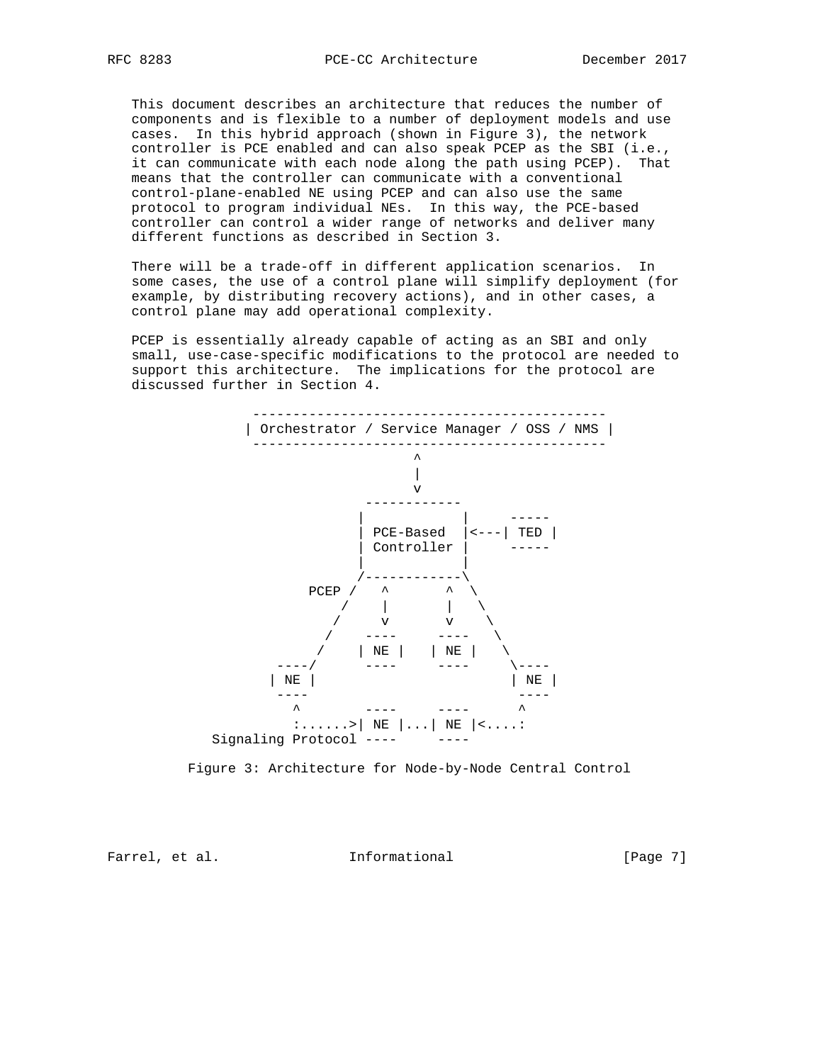This document describes an architecture that reduces the number of components and is flexible to a number of deployment models and use cases. In this hybrid approach (shown in Figure 3), the network controller is PCE enabled and can also speak PCEP as the SBI (i.e., it can communicate with each node along the path using PCEP). That means that the controller can communicate with a conventional control-plane-enabled NE using PCEP and can also use the same protocol to program individual NEs. In this way, the PCE-based controller can control a wider range of networks and deliver many different functions as described in Section 3.

There will be a trade-off in different application scenarios. In some cases, the use of a control plane will simplify deployment (for example, by distributing recovery actions), and in other cases, a control plane may add operational complexity.

PCEP is essentially already capable of acting as an SBI and only small, use-case-specific modifications to the protocol are needed to support this architecture. The implications for the protocol are discussed further in Section 4.

```
            --------------------------------------------
           | Orchestrator / Service Manager / OSS / NMS |
            --------------------------------------------
                               ^
                               |
                               v
                         ------------
                        |            |     -----
                        | PCE-Based  |<---| TED |
                        | Controller |     -----
                        |            |
                        /------------\
                  PCEP /   ^       ^  \
                      /    |       |   \
                     /     v       v    \
                    /    ----     ----   \
                   /    | NE |   | NE |   \
               ----/     ----     ----     \----
              | NE |                       | NE |
               ----                         ----
                 ^        ----     ----      ^
                 :......>| NE |...| NE |<....:
       Signaling Protocol ----     ----
```

Figure 3: Architecture for Node-by-Node Central Control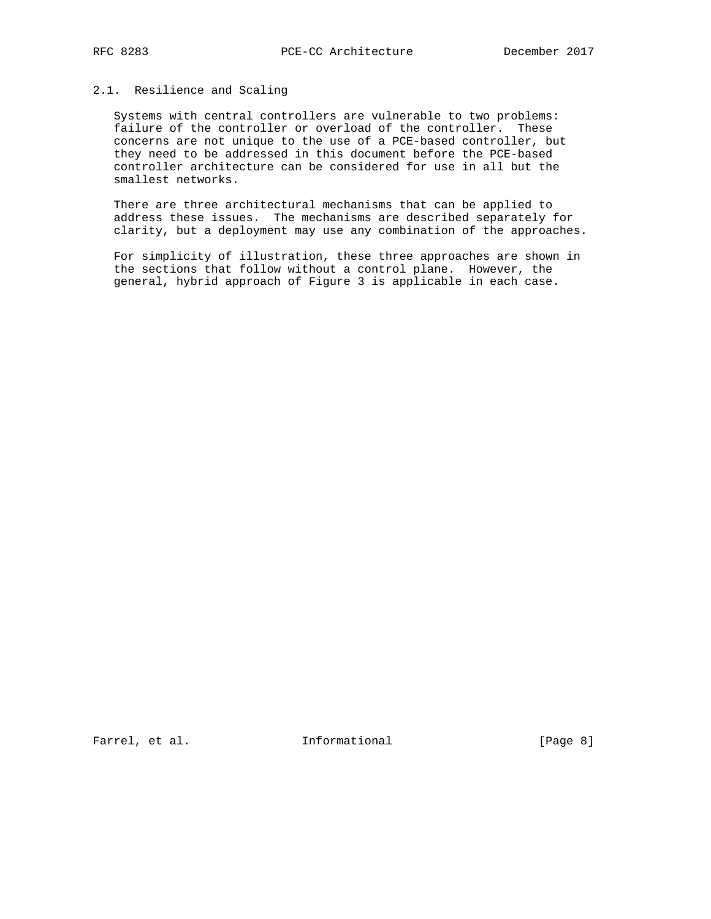## 2.1. Resilience and Scaling

Systems with central controllers are vulnerable to two problems: failure of the controller or overload of the controller. These concerns are not unique to the use of a PCE-based controller, but they need to be addressed in this document before the PCE-based controller architecture can be considered for use in all but the smallest networks.

There are three architectural mechanisms that can be applied to address these issues. The mechanisms are described separately for clarity, but a deployment may use any combination of the approaches.

For simplicity of illustration, these three approaches are shown in the sections that follow without a control plane. However, the general, hybrid approach of Figure 3 is applicable in each case.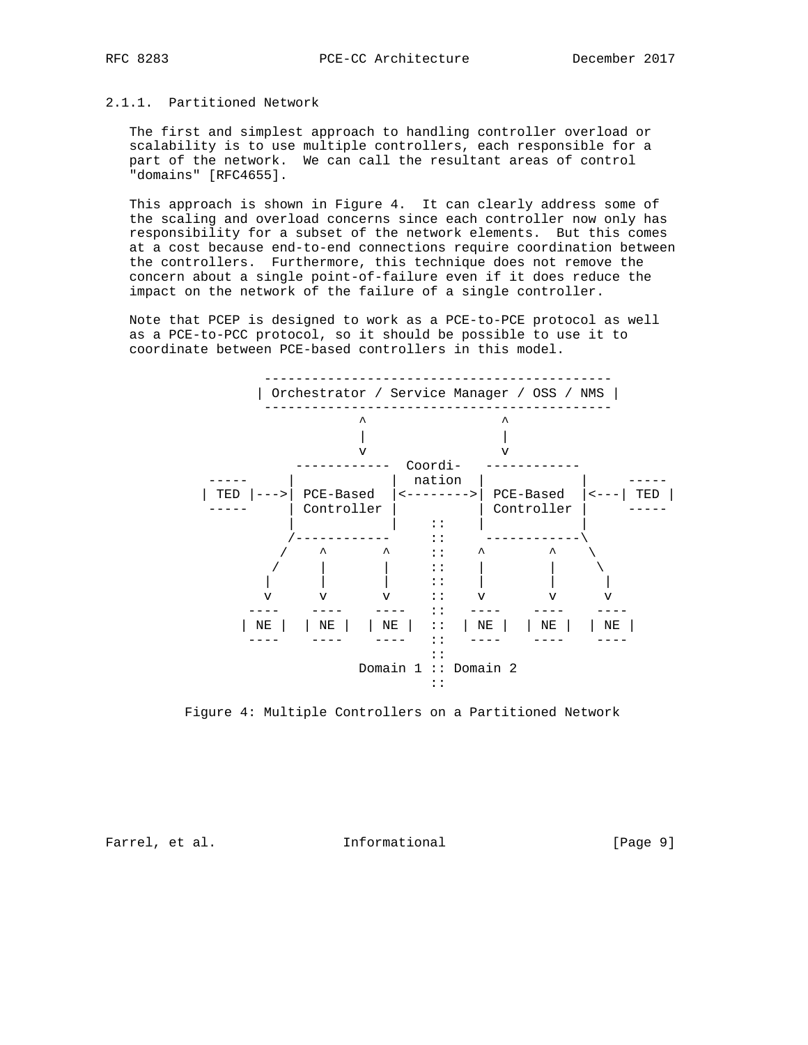### 2.1.1. Partitioned Network

The first and simplest approach to handling controller overload or scalability is to use multiple controllers, each responsible for a part of the network. We can call the resultant areas of control "domains" [RFC4655].

This approach is shown in Figure 4. It can clearly address some of the scaling and overload concerns since each controller now only has responsibility for a subset of the network elements. But this comes at a cost because end-to-end connections require coordination between the controllers. Furthermore, this technique does not remove the concern about a single point-of-failure even if it does reduce the impact on the network of the failure of a single controller.

Note that PCEP is designed to work as a PCE-to-PCE protocol as well as a PCE-to-PCC protocol, so it should be possible to use it to coordinate between PCE-based controllers in this model.

```
             --------------------------------------------
            | Orchestrator / Service Manager / OSS / NMS |
             --------------------------------------------
                         ^                 ^
                         |                 |
                         v                 v
                 ------------  Coordi-   ------------
    -----       |            |  nation  |            |     -----
   | TED |--->| PCE-Based  |<-------->| PCE-Based  |<---| TED |
    -----       | Controller |          | Controller |     -----
                |            |    ::    |            |
               /------------     ::     ------------\
              /    ^       ^     ::    ^        ^    \
             /     |       |     ::    |        |     \
            |      |       |     ::    |        |      |
            v      v       v     ::    v        v      v
          ----    ----    ----   ::   ----    ----    ----
         | NE |  | NE |  | NE |  ::  | NE |  | NE |  | NE |
          ----    ----    ----   ::   ----    ----    ----
                                 ::
                        Domain 1 :: Domain 2
                                 ::
```

Figure 4: Multiple Controllers on a Partitioned Network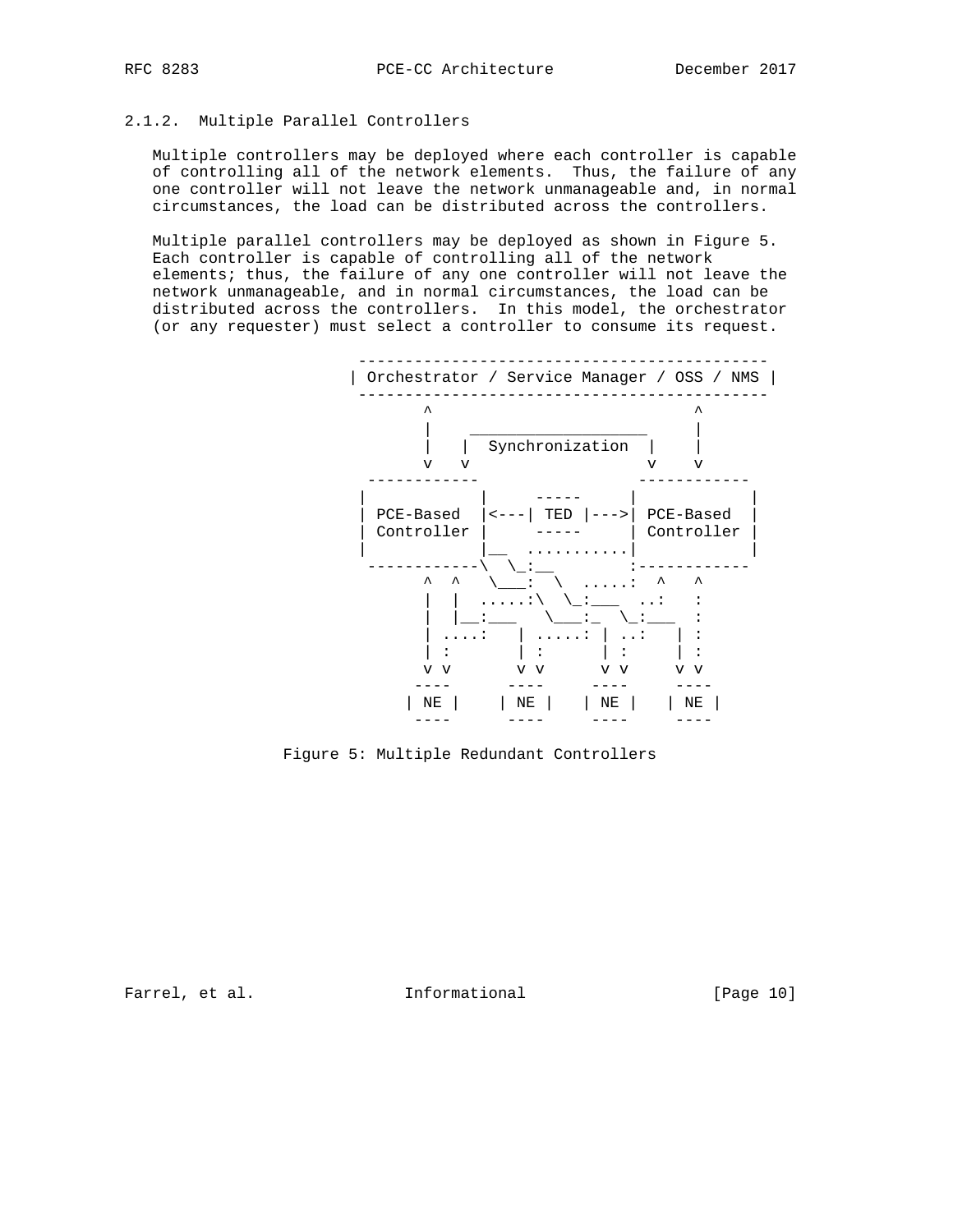### 2.1.2. Multiple Parallel Controllers

Multiple controllers may be deployed where each controller is capable of controlling all of the network elements. Thus, the failure of any one controller will not leave the network unmanageable and, in normal circumstances, the load can be distributed across the controllers.

Multiple parallel controllers may be deployed as shown in Figure 5. Each controller is capable of controlling all of the network elements; thus, the failure of any one controller will not leave the network unmanageable, and in normal circumstances, the load can be distributed across the controllers. In this model, the orchestrator (or any requester) must select a controller to consume its request.

```
             --------------------------------------------
            | Orchestrator / Service Manager / OSS / NMS |
             --------------------------------------------
                  ^                             ^
                  |    ___________________      |
                  |   |  Synchronization  |     |
                  v   v                   v     v
              ------------             ------------
             |            |     -----     |            |
             | PCE-Based  |<---| TED |--->| PCE-Based  |
             | Controller |     -----     | Controller |
             |            |__  ...........|            |
              ------------\  \_:__        :------------
                  ^  ^   \___:  \  .....:  ^   ^
                  |  |  .....:\  \_:___  ..:   :
                  |  |__:___   \___:_  \_:___  :
                  | ....:   | .....: | ..:   | :
                  | :       | :      | :     | :
                  v v       v v      v v     v v
                 ----      ----     ----    ----
                | NE |    | NE |   | NE |  | NE |
                 ----      ----     ----    ----
```

Figure 5: Multiple Redundant Controllers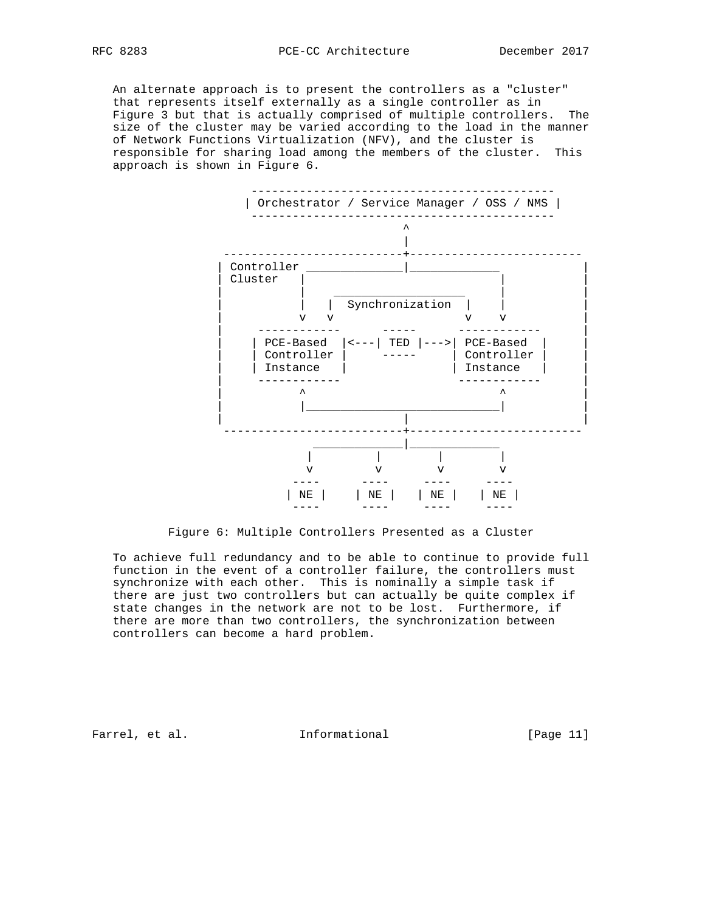An alternate approach is to present the controllers as a "cluster" that represents itself externally as a single controller as in Figure 3 but that is actually comprised of multiple controllers. The size of the cluster may be varied according to the load in the manner of Network Functions Virtualization (NFV), and the cluster is responsible for sharing load among the members of the cluster. This approach is shown in Figure 6.

```
                 --------------------------------------------
                | Orchestrator / Service Manager / OSS / NMS |
                 --------------------------------------------
                                      ^
                                      |
             --------------------------+-------------------------
            | Controller ______________|_____________             |
            | Cluster   |                            |            |
            |           |    ___________________     |            |
            |           |   |  Synchronization  |    |            |
            |           v   v                   v    v            |
            |     ------------      -----      ------------       |
            |    | PCE-Based  |<---| TED |--->| PCE-Based  |      |
            |    | Controller |     -----     | Controller |      |
            |    | Instance   |               | Instance   |      |
            |     ------------                 ------------       |
            |           ^                            ^            |
            |           |____________________________|            |
            |                         |                           |
             --------------------------+-------------------------
                          _____________|_____________
                         |         |        |        |
                         v         v        v        v
                        ----      ----     ----     ----
                       | NE |    | NE |   | NE |   | NE |
                        ----      ----     ----     ----
```

Figure 6: Multiple Controllers Presented as a Cluster

To achieve full redundancy and to be able to continue to provide full function in the event of a controller failure, the controllers must synchronize with each other. This is nominally a simple task if there are just two controllers but can actually be quite complex if state changes in the network are not to be lost. Furthermore, if there are more than two controllers, the synchronization between controllers can become a hard problem.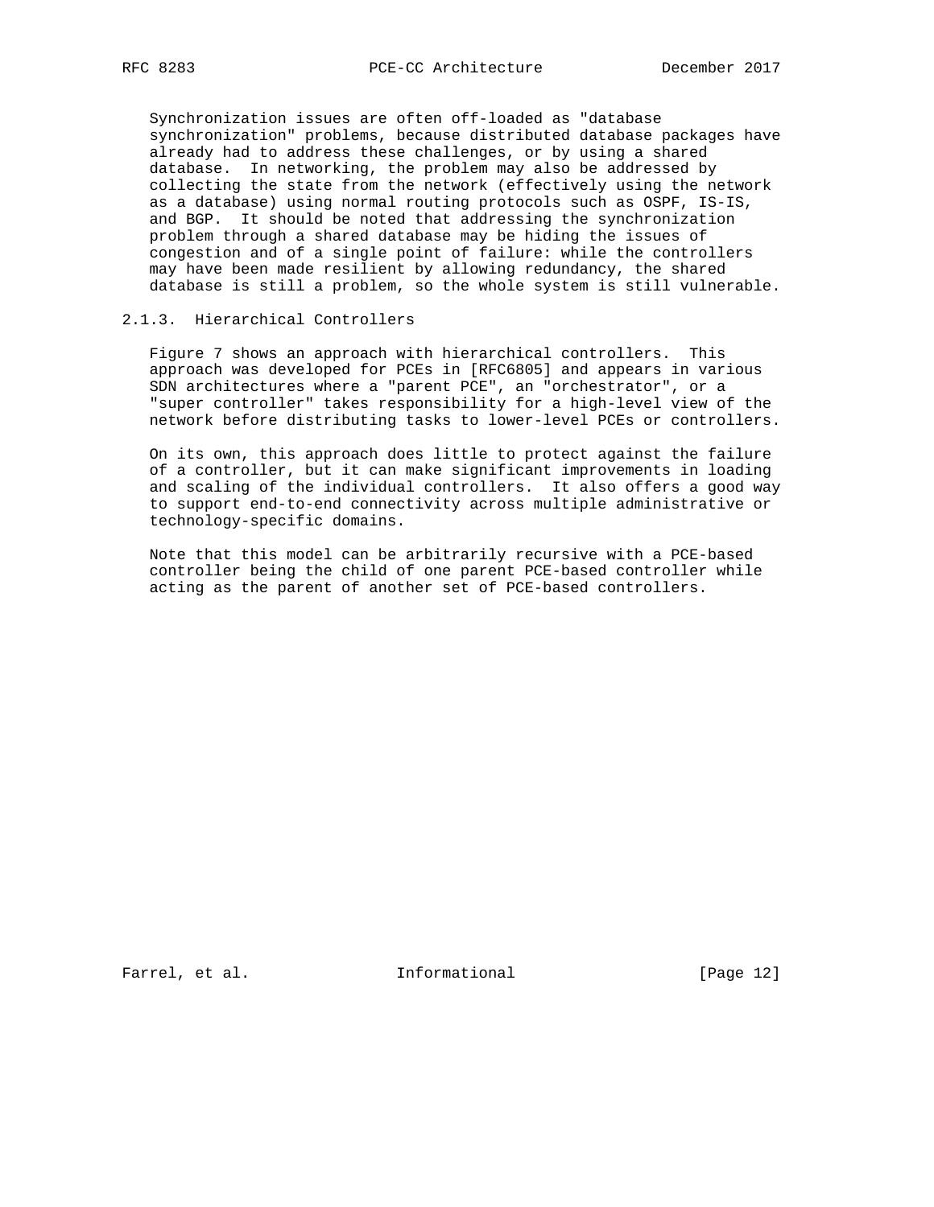Synchronization issues are often off-loaded as "database synchronization" problems, because distributed database packages have already had to address these challenges, or by using a shared database. In networking, the problem may also be addressed by collecting the state from the network (effectively using the network as a database) using normal routing protocols such as OSPF, IS-IS, and BGP. It should be noted that addressing the synchronization problem through a shared database may be hiding the issues of congestion and of a single point of failure: while the controllers may have been made resilient by allowing redundancy, the shared database is still a problem, so the whole system is still vulnerable.

### 2.1.3. Hierarchical Controllers

Figure 7 shows an approach with hierarchical controllers. This approach was developed for PCEs in [RFC6805] and appears in various SDN architectures where a "parent PCE", an "orchestrator", or a "super controller" takes responsibility for a high-level view of the network before distributing tasks to lower-level PCEs or controllers.

On its own, this approach does little to protect against the failure of a controller, but it can make significant improvements in loading and scaling of the individual controllers. It also offers a good way to support end-to-end connectivity across multiple administrative or technology-specific domains.

Note that this model can be arbitrarily recursive with a PCE-based controller being the child of one parent PCE-based controller while acting as the parent of another set of PCE-based controllers.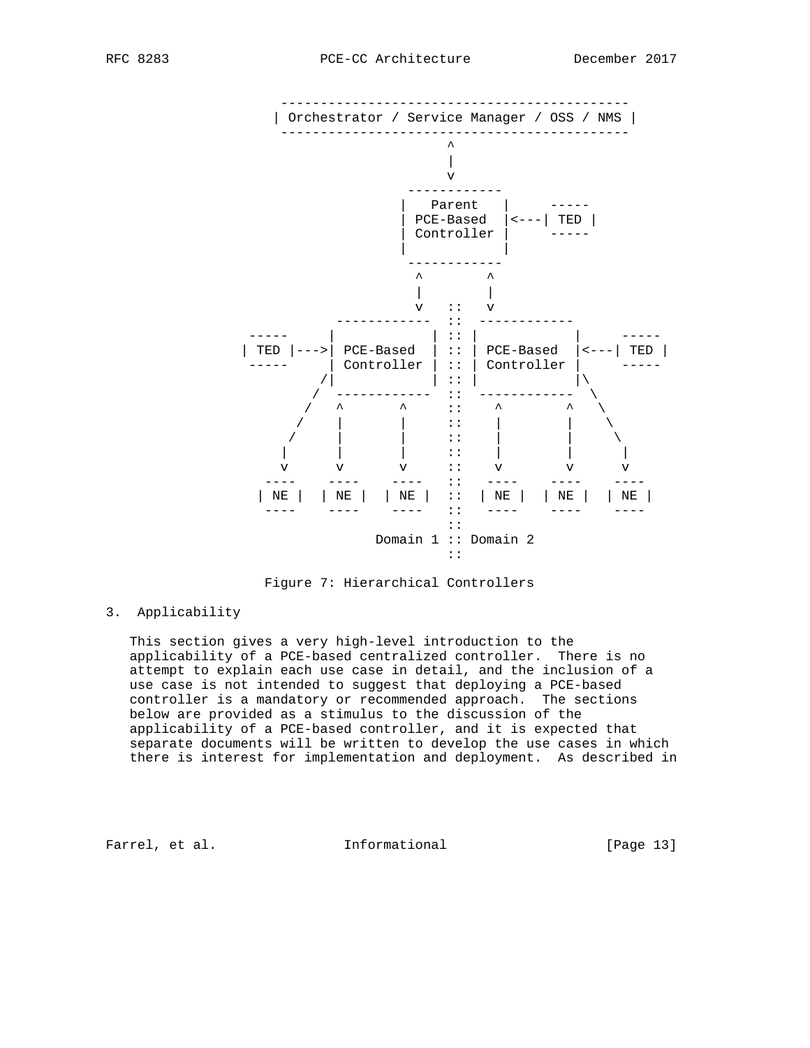```
                 --------------------------------------------
                | Orchestrator / Service Manager / OSS / NMS |
                 --------------------------------------------
                                      ^
                                      |
                                      v
                                ------------
                               |   Parent   |     -----
                               | PCE-Based  |<---| TED |
                               | Controller |     -----
                               |            |
                                ------------
                                  ^        ^
                                  |        |
                                  v   ::   v
                         ------------  ::  ------------
                 -----  |            | :: |            |     -----
                | TED |--->| PCE-Based  | :: | PCE-Based  |<---| TED |
                 -----  | Controller | :: | Controller |     -----
                       /|            | :: |            |\
                      /  ------------  ::  ------------  \
                     /   ^       ^     ::    ^       ^    \
                    /    |       |     ::    |       |     \
                   /     |       |     ::    |       |      \
                  |      |       |     ::    |       |       |
                  v      v       v     ::    v       v       v
                 ----   ----    ----   ::   ----    ----    ----
                | NE | | NE |  | NE |  ::  | NE |  | NE |  | NE |
                 ----   ----    ----   ::   ----    ----    ----
                                       ::
                              Domain 1 :: Domain 2
                                       ::
```

Figure 7: Hierarchical Controllers

## 3. Applicability

This section gives a very high-level introduction to the applicability of a PCE-based centralized controller. There is no attempt to explain each use case in detail, and the inclusion of a use case is not intended to suggest that deploying a PCE-based controller is a mandatory or recommended approach. The sections below are provided as a stimulus to the discussion of the applicability of a PCE-based controller, and it is expected that separate documents will be written to develop the use cases in which there is interest for implementation and deployment. As described in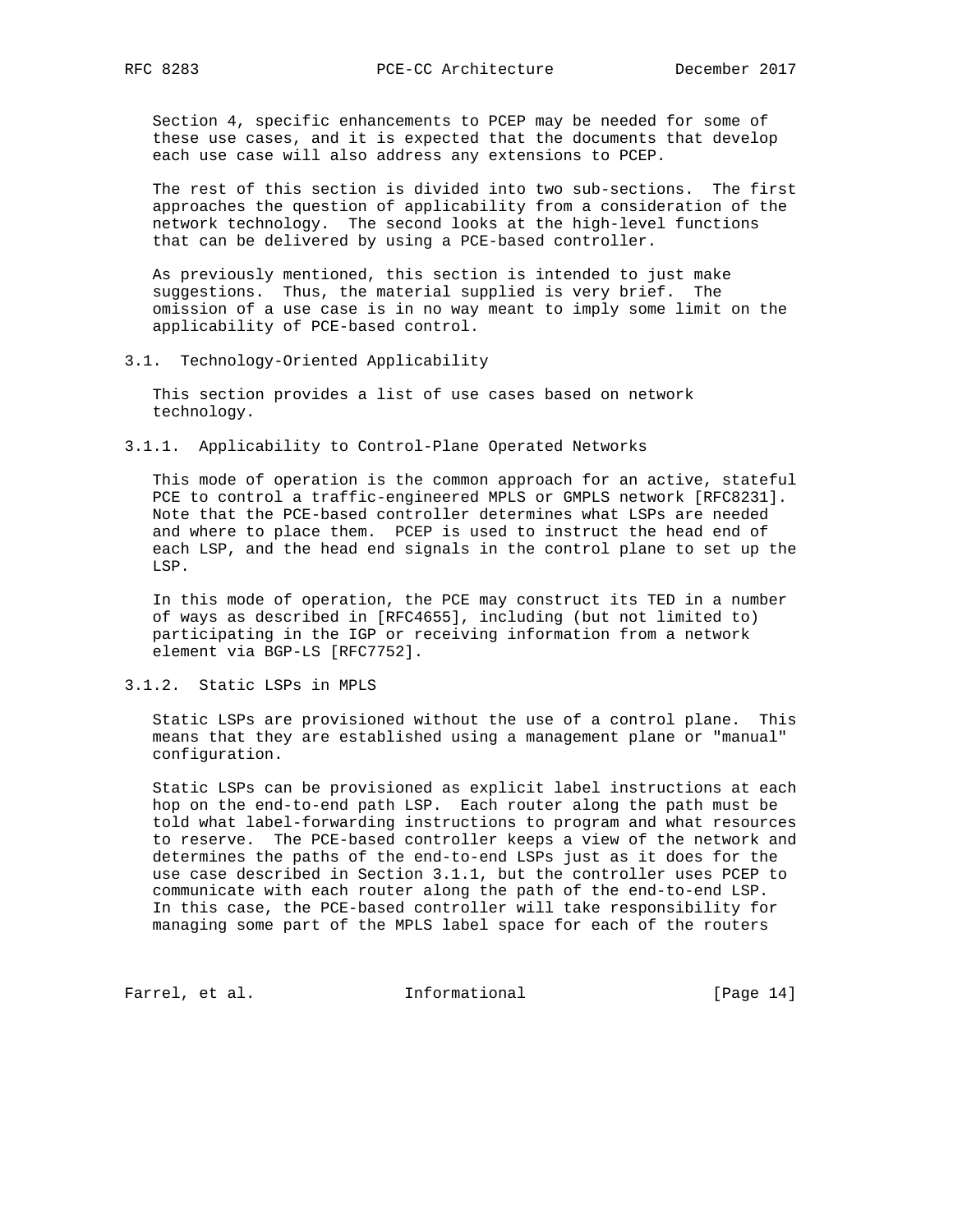Section 4, specific enhancements to PCEP may be needed for some of these use cases, and it is expected that the documents that develop each use case will also address any extensions to PCEP.

The rest of this section is divided into two sub-sections. The first approaches the question of applicability from a consideration of the network technology. The second looks at the high-level functions that can be delivered by using a PCE-based controller.

As previously mentioned, this section is intended to just make suggestions. Thus, the material supplied is very brief. The omission of a use case is in no way meant to imply some limit on the applicability of PCE-based control.

## 3.1. Technology-Oriented Applicability

This section provides a list of use cases based on network technology.

### 3.1.1. Applicability to Control-Plane Operated Networks

This mode of operation is the common approach for an active, stateful PCE to control a traffic-engineered MPLS or GMPLS network [RFC8231]. Note that the PCE-based controller determines what LSPs are needed and where to place them. PCEP is used to instruct the head end of each LSP, and the head end signals in the control plane to set up the LSP.

In this mode of operation, the PCE may construct its TED in a number of ways as described in [RFC4655], including (but not limited to) participating in the IGP or receiving information from a network element via BGP-LS [RFC7752].

### 3.1.2. Static LSPs in MPLS

Static LSPs are provisioned without the use of a control plane. This means that they are established using a management plane or "manual" configuration.

Static LSPs can be provisioned as explicit label instructions at each hop on the end-to-end path LSP. Each router along the path must be told what label-forwarding instructions to program and what resources to reserve. The PCE-based controller keeps a view of the network and determines the paths of the end-to-end LSPs just as it does for the use case described in Section 3.1.1, but the controller uses PCEP to communicate with each router along the path of the end-to-end LSP. In this case, the PCE-based controller will take responsibility for managing some part of the MPLS label space for each of the routers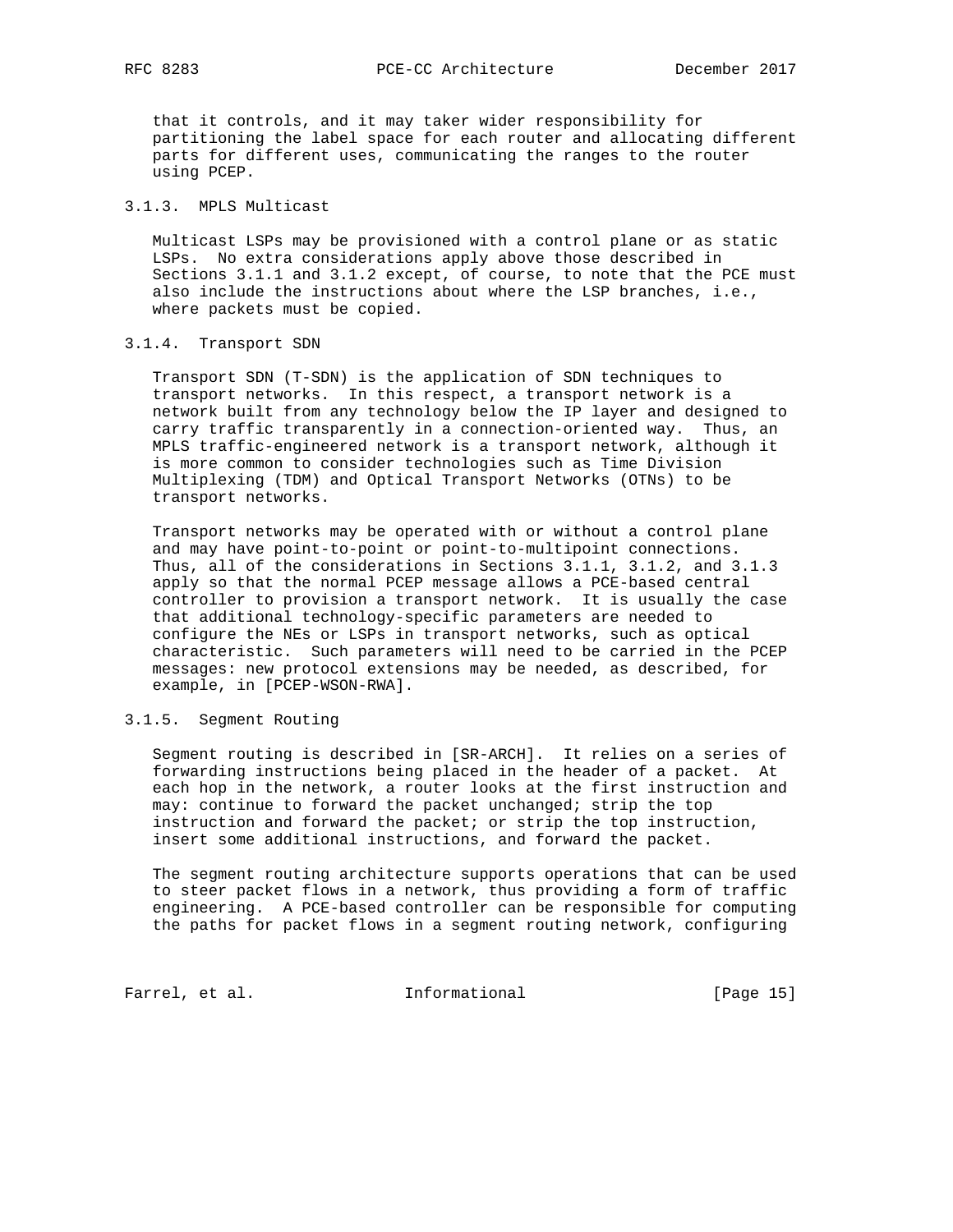that it controls, and it may taker wider responsibility for partitioning the label space for each router and allocating different parts for different uses, communicating the ranges to the router using PCEP.

### 3.1.3. MPLS Multicast

Multicast LSPs may be provisioned with a control plane or as static LSPs. No extra considerations apply above those described in Sections 3.1.1 and 3.1.2 except, of course, to note that the PCE must also include the instructions about where the LSP branches, i.e., where packets must be copied.

### 3.1.4. Transport SDN

Transport SDN (T-SDN) is the application of SDN techniques to transport networks. In this respect, a transport network is a network built from any technology below the IP layer and designed to carry traffic transparently in a connection-oriented way. Thus, an MPLS traffic-engineered network is a transport network, although it is more common to consider technologies such as Time Division Multiplexing (TDM) and Optical Transport Networks (OTNs) to be transport networks.

Transport networks may be operated with or without a control plane and may have point-to-point or point-to-multipoint connections. Thus, all of the considerations in Sections 3.1.1, 3.1.2, and 3.1.3 apply so that the normal PCEP message allows a PCE-based central controller to provision a transport network. It is usually the case that additional technology-specific parameters are needed to configure the NEs or LSPs in transport networks, such as optical characteristic. Such parameters will need to be carried in the PCEP messages: new protocol extensions may be needed, as described, for example, in [PCEP-WSON-RWA].

### 3.1.5. Segment Routing

Segment routing is described in [SR-ARCH]. It relies on a series of forwarding instructions being placed in the header of a packet. At each hop in the network, a router looks at the first instruction and may: continue to forward the packet unchanged; strip the top instruction and forward the packet; or strip the top instruction, insert some additional instructions, and forward the packet.

The segment routing architecture supports operations that can be used to steer packet flows in a network, thus providing a form of traffic engineering. A PCE-based controller can be responsible for computing the paths for packet flows in a segment routing network, configuring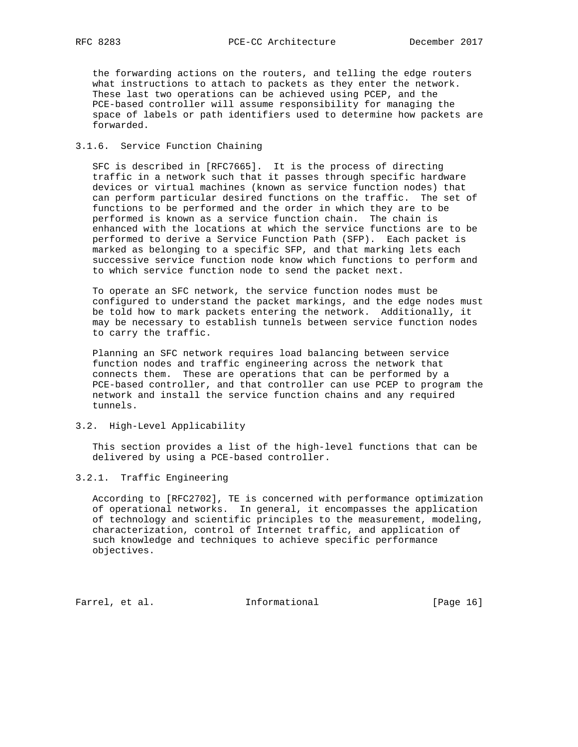the forwarding actions on the routers, and telling the edge routers what instructions to attach to packets as they enter the network. These last two operations can be achieved using PCEP, and the PCE-based controller will assume responsibility for managing the space of labels or path identifiers used to determine how packets are forwarded.

### 3.1.6. Service Function Chaining

SFC is described in [RFC7665]. It is the process of directing traffic in a network such that it passes through specific hardware devices or virtual machines (known as service function nodes) that can perform particular desired functions on the traffic. The set of functions to be performed and the order in which they are to be performed is known as a service function chain. The chain is enhanced with the locations at which the service functions are to be performed to derive a Service Function Path (SFP). Each packet is marked as belonging to a specific SFP, and that marking lets each successive service function node know which functions to perform and to which service function node to send the packet next.

To operate an SFC network, the service function nodes must be configured to understand the packet markings, and the edge nodes must be told how to mark packets entering the network. Additionally, it may be necessary to establish tunnels between service function nodes to carry the traffic.

Planning an SFC network requires load balancing between service function nodes and traffic engineering across the network that connects them. These are operations that can be performed by a PCE-based controller, and that controller can use PCEP to program the network and install the service function chains and any required tunnels.

## 3.2. High-Level Applicability

This section provides a list of the high-level functions that can be delivered by using a PCE-based controller.

### 3.2.1. Traffic Engineering

According to [RFC2702], TE is concerned with performance optimization of operational networks. In general, it encompasses the application of technology and scientific principles to the measurement, modeling, characterization, control of Internet traffic, and application of such knowledge and techniques to achieve specific performance objectives.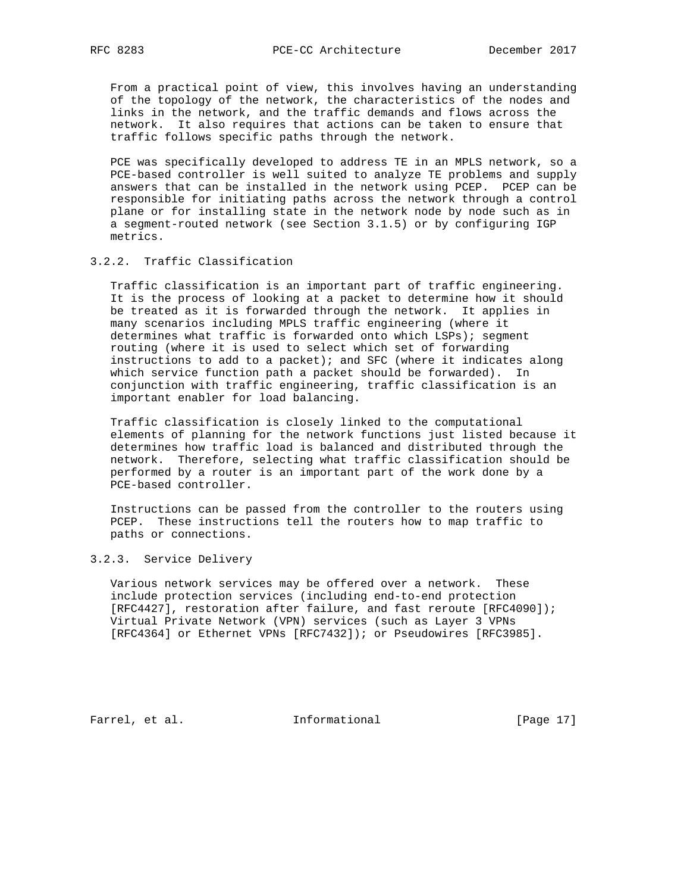From a practical point of view, this involves having an understanding of the topology of the network, the characteristics of the nodes and links in the network, and the traffic demands and flows across the network. It also requires that actions can be taken to ensure that traffic follows specific paths through the network.

PCE was specifically developed to address TE in an MPLS network, so a PCE-based controller is well suited to analyze TE problems and supply answers that can be installed in the network using PCEP. PCEP can be responsible for initiating paths across the network through a control plane or for installing state in the network node by node such as in a segment-routed network (see Section 3.1.5) or by configuring IGP metrics.

### 3.2.2. Traffic Classification

Traffic classification is an important part of traffic engineering. It is the process of looking at a packet to determine how it should be treated as it is forwarded through the network. It applies in many scenarios including MPLS traffic engineering (where it determines what traffic is forwarded onto which LSPs); segment routing (where it is used to select which set of forwarding instructions to add to a packet); and SFC (where it indicates along which service function path a packet should be forwarded). In conjunction with traffic engineering, traffic classification is an important enabler for load balancing.

Traffic classification is closely linked to the computational elements of planning for the network functions just listed because it determines how traffic load is balanced and distributed through the network. Therefore, selecting what traffic classification should be performed by a router is an important part of the work done by a PCE-based controller.

Instructions can be passed from the controller to the routers using PCEP. These instructions tell the routers how to map traffic to paths or connections.

### 3.2.3. Service Delivery

Various network services may be offered over a network. These include protection services (including end-to-end protection [RFC4427], restoration after failure, and fast reroute [RFC4090]); Virtual Private Network (VPN) services (such as Layer 3 VPNs [RFC4364] or Ethernet VPNs [RFC7432]); or Pseudowires [RFC3985].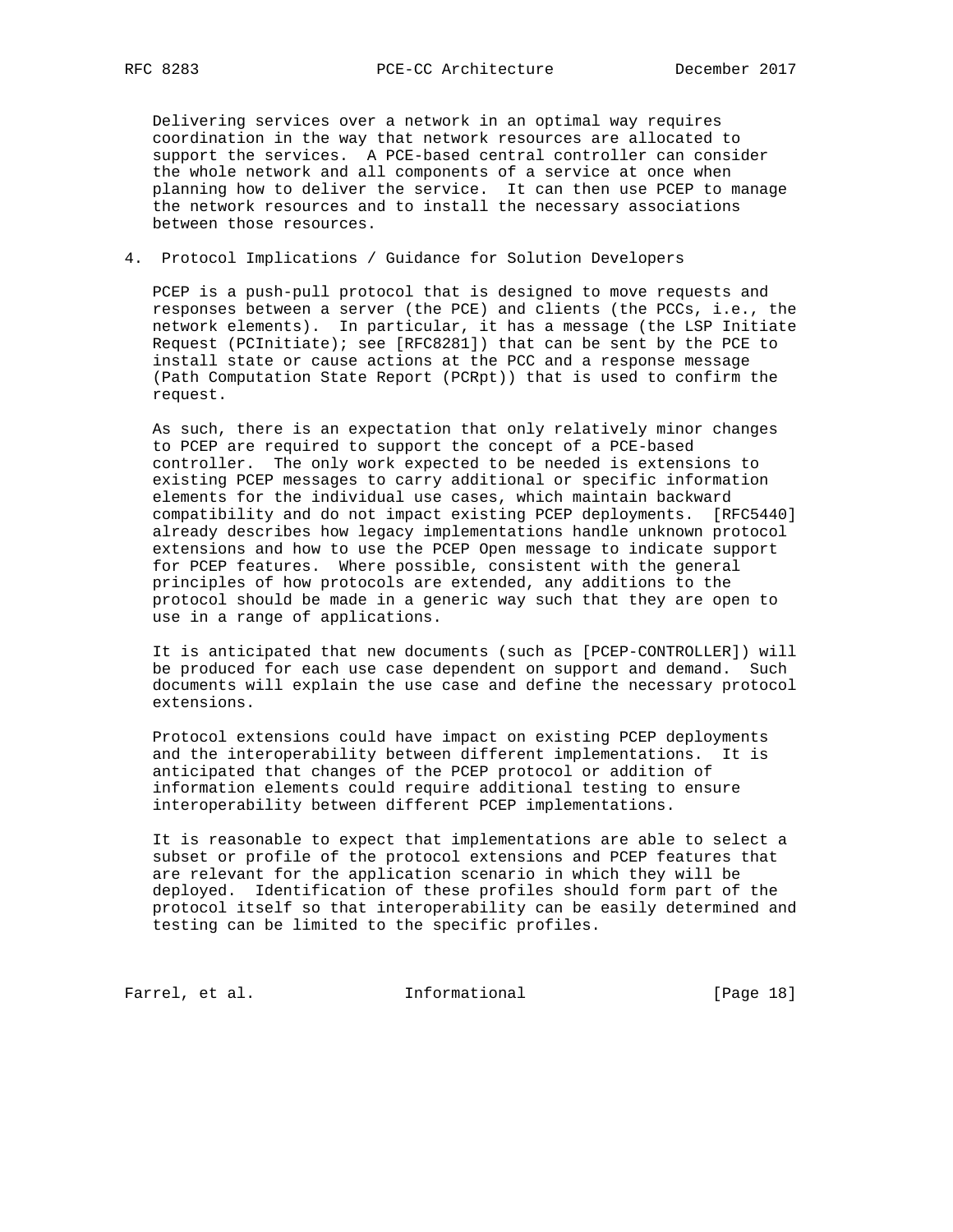Delivering services over a network in an optimal way requires coordination in the way that network resources are allocated to support the services. A PCE-based central controller can consider the whole network and all components of a service at once when planning how to deliver the service. It can then use PCEP to manage the network resources and to install the necessary associations between those resources.

## 4. Protocol Implications / Guidance for Solution Developers

PCEP is a push-pull protocol that is designed to move requests and responses between a server (the PCE) and clients (the PCCs, i.e., the network elements). In particular, it has a message (the LSP Initiate Request (PCInitiate; see [RFC8281]) that can be sent by the PCE to install state or cause actions at the PCC and a response message (Path Computation State Report (PCRpt)) that is used to confirm the request.

As such, there is an expectation that only relatively minor changes to PCEP are required to support the concept of a PCE-based controller. The only work expected to be needed is extensions to existing PCEP messages to carry additional or specific information elements for the individual use cases, which maintain backward compatibility and do not impact existing PCEP deployments. [RFC5440] already describes how legacy implementations handle unknown protocol extensions and how to use the PCEP Open message to indicate support for PCEP features. Where possible, consistent with the general principles of how protocols are extended, any additions to the protocol should be made in a generic way such that they are open to use in a range of applications.

It is anticipated that new documents (such as [PCEP-CONTROLLER]) will be produced for each use case dependent on support and demand. Such documents will explain the use case and define the necessary protocol extensions.

Protocol extensions could have impact on existing PCEP deployments and the interoperability between different implementations. It is anticipated that changes of the PCEP protocol or addition of information elements could require additional testing to ensure interoperability between different PCEP implementations.

It is reasonable to expect that implementations are able to select a subset or profile of the protocol extensions and PCEP features that are relevant for the application scenario in which they will be deployed. Identification of these profiles should form part of the protocol itself so that interoperability can be easily determined and testing can be limited to the specific profiles.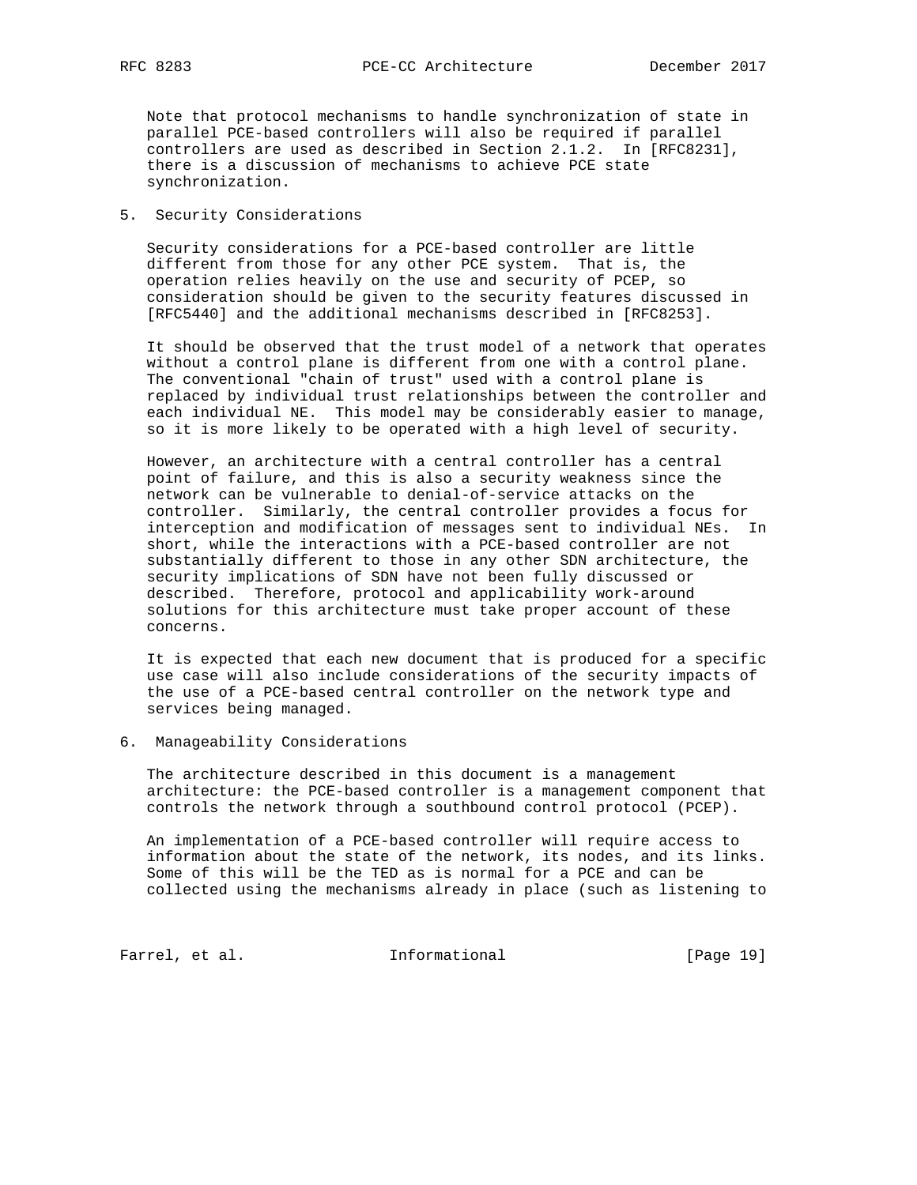Note that protocol mechanisms to handle synchronization of state in parallel PCE-based controllers will also be required if parallel controllers are used as described in Section 2.1.2. In [RFC8231], there is a discussion of mechanisms to achieve PCE state synchronization.

## 5. Security Considerations

Security considerations for a PCE-based controller are little different from those for any other PCE system. That is, the operation relies heavily on the use and security of PCEP, so consideration should be given to the security features discussed in [RFC5440] and the additional mechanisms described in [RFC8253].

It should be observed that the trust model of a network that operates without a control plane is different from one with a control plane. The conventional "chain of trust" used with a control plane is replaced by individual trust relationships between the controller and each individual NE. This model may be considerably easier to manage, so it is more likely to be operated with a high level of security.

However, an architecture with a central controller has a central point of failure, and this is also a security weakness since the network can be vulnerable to denial-of-service attacks on the controller. Similarly, the central controller provides a focus for interception and modification of messages sent to individual NEs. In short, while the interactions with a PCE-based controller are not substantially different to those in any other SDN architecture, the security implications of SDN have not been fully discussed or described. Therefore, protocol and applicability work-around solutions for this architecture must take proper account of these concerns.

It is expected that each new document that is produced for a specific use case will also include considerations of the security impacts of the use of a PCE-based central controller on the network type and services being managed.

## 6. Manageability Considerations

The architecture described in this document is a management architecture: the PCE-based controller is a management component that controls the network through a southbound control protocol (PCEP).

An implementation of a PCE-based controller will require access to information about the state of the network, its nodes, and its links. Some of this will be the TED as is normal for a PCE and can be collected using the mechanisms already in place (such as listening to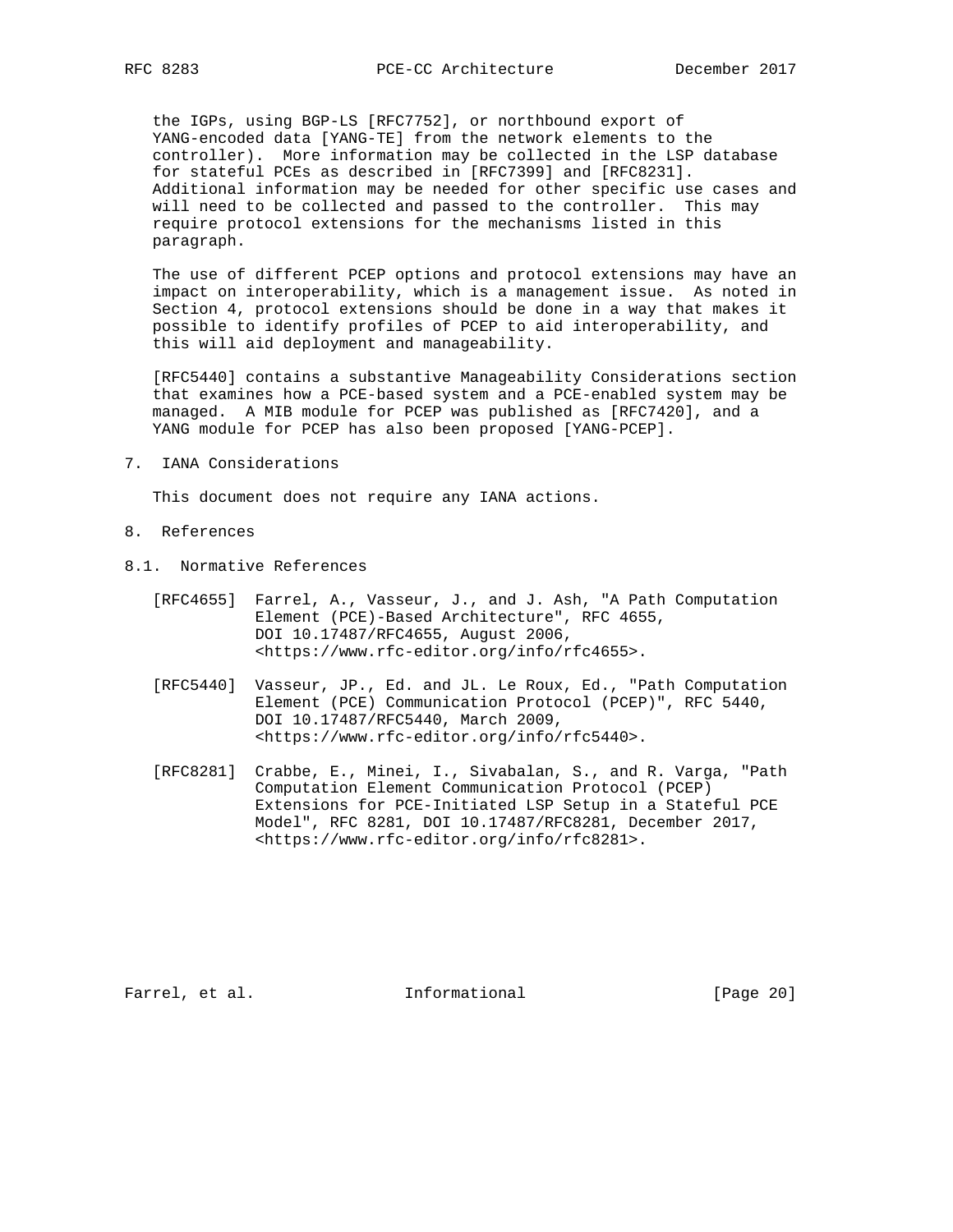the IGPs, using BGP-LS [RFC7752], or northbound export of YANG-encoded data [YANG-TE] from the network elements to the controller). More information may be collected in the LSP database for stateful PCEs as described in [RFC7399] and [RFC8231]. Additional information may be needed for other specific use cases and will need to be collected and passed to the controller. This may require protocol extensions for the mechanisms listed in this paragraph.

The use of different PCEP options and protocol extensions may have an impact on interoperability, which is a management issue. As noted in Section 4, protocol extensions should be done in a way that makes it possible to identify profiles of PCEP to aid interoperability, and this will aid deployment and manageability.

[RFC5440] contains a substantive Manageability Considerations section that examines how a PCE-based system and a PCE-enabled system may be managed. A MIB module for PCEP was published as [RFC7420], and a YANG module for PCEP has also been proposed [YANG-PCEP].

## 7. IANA Considerations

This document does not require any IANA actions.

## 8. References

### 8.1. Normative References

[RFC4655] Farrel, A., Vasseur, J., and J. Ash, "A Path Computation Element (PCE)-Based Architecture", RFC 4655, DOI 10.17487/RFC4655, August 2006, <https://www.rfc-editor.org/info/rfc4655>.

[RFC5440] Vasseur, JP., Ed. and JL. Le Roux, Ed., "Path Computation Element (PCE) Communication Protocol (PCEP)", RFC 5440, DOI 10.17487/RFC5440, March 2009, <https://www.rfc-editor.org/info/rfc5440>.

[RFC8281] Crabbe, E., Minei, I., Sivabalan, S., and R. Varga, "Path Computation Element Communication Protocol (PCEP) Extensions for PCE-Initiated LSP Setup in a Stateful PCE Model", RFC 8281, DOI 10.17487/RFC8281, December 2017, <https://www.rfc-editor.org/info/rfc8281>.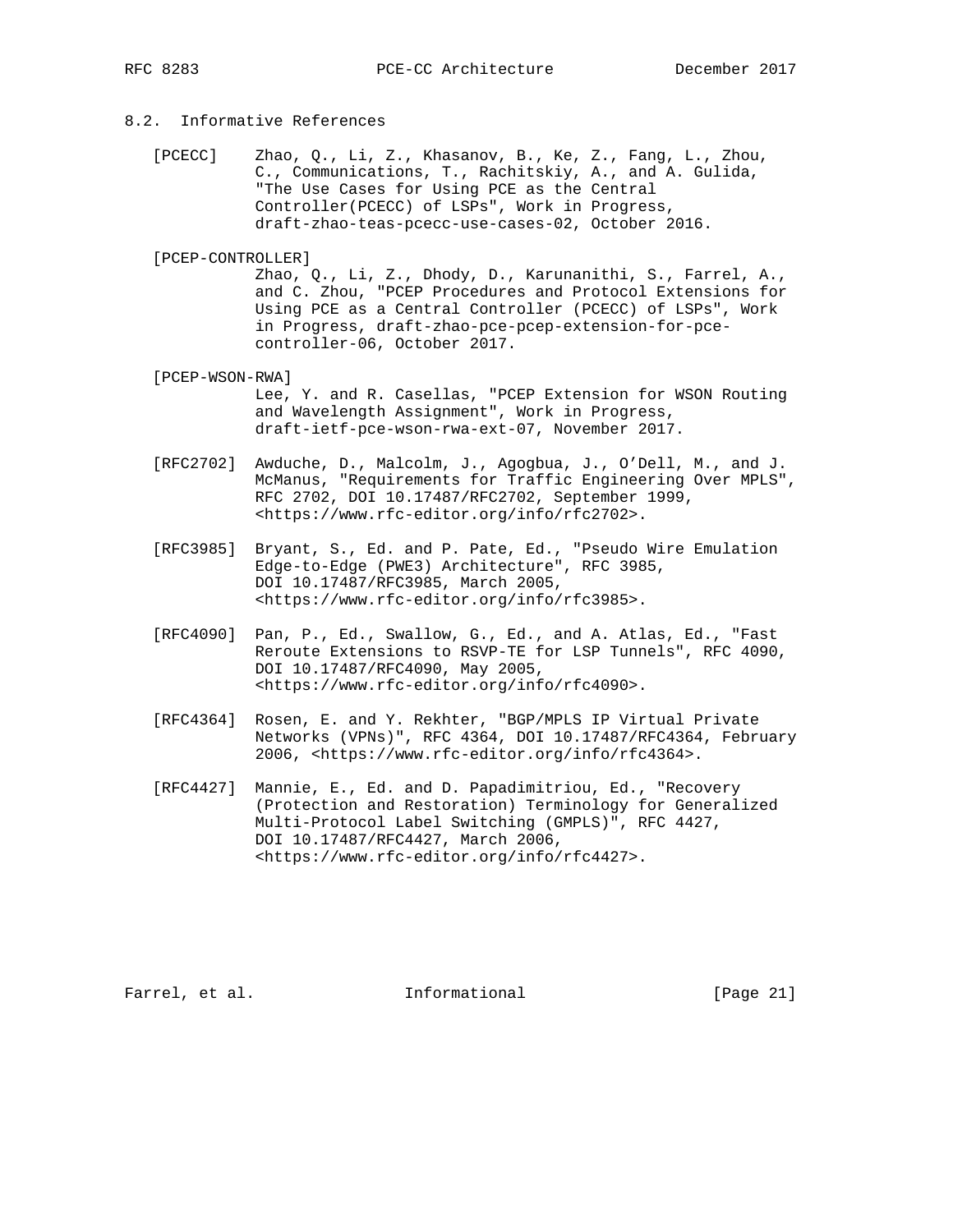## 8.2. Informative References

[PCECC] Zhao, Q., Li, Z., Khasanov, B., Ke, Z., Fang, L., Zhou, C., Communications, T., Rachitskiy, A., and A. Gulida, "The Use Cases for Using PCE as the Central Controller(PCECC) of LSPs", Work in Progress, draft-zhao-teas-pcecc-use-cases-02, October 2016.

[PCEP-CONTROLLER] Zhao, Q., Li, Z., Dhody, D., Karunanithi, S., Farrel, A., and C. Zhou, "PCEP Procedures and Protocol Extensions for Using PCE as a Central Controller (PCECC) of LSPs", Work in Progress, draft-zhao-pce-pcep-extension-for-pce-controller-06, October 2017.

[PCEP-WSON-RWA] Lee, Y. and R. Casellas, "PCEP Extension for WSON Routing and Wavelength Assignment", Work in Progress, draft-ietf-pce-wson-rwa-ext-07, November 2017.

[RFC2702] Awduche, D., Malcolm, J., Agogbua, J., O'Dell, M., and J. McManus, "Requirements for Traffic Engineering Over MPLS", RFC 2702, DOI 10.17487/RFC2702, September 1999, <https://www.rfc-editor.org/info/rfc2702>.

[RFC3985] Bryant, S., Ed. and P. Pate, Ed., "Pseudo Wire Emulation Edge-to-Edge (PWE3) Architecture", RFC 3985, DOI 10.17487/RFC3985, March 2005, <https://www.rfc-editor.org/info/rfc3985>.

[RFC4090] Pan, P., Ed., Swallow, G., Ed., and A. Atlas, Ed., "Fast Reroute Extensions to RSVP-TE for LSP Tunnels", RFC 4090, DOI 10.17487/RFC4090, May 2005, <https://www.rfc-editor.org/info/rfc4090>.

[RFC4364] Rosen, E. and Y. Rekhter, "BGP/MPLS IP Virtual Private Networks (VPNs)", RFC 4364, DOI 10.17487/RFC4364, February 2006, <https://www.rfc-editor.org/info/rfc4364>.

[RFC4427] Mannie, E., Ed. and D. Papadimitriou, Ed., "Recovery (Protection and Restoration) Terminology for Generalized Multi-Protocol Label Switching (GMPLS)", RFC 4427, DOI 10.17487/RFC4427, March 2006, <https://www.rfc-editor.org/info/rfc4427>.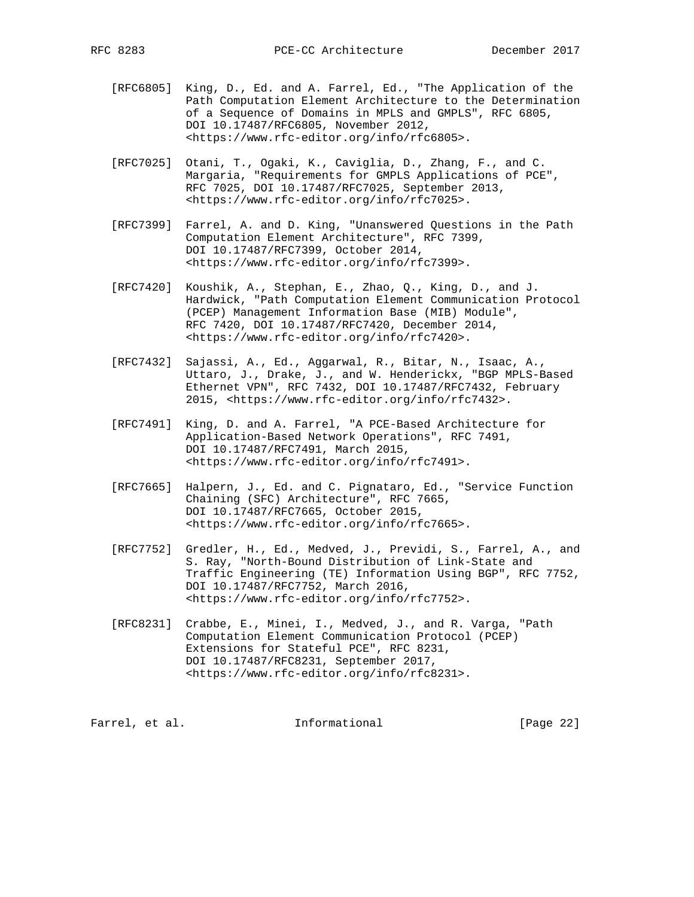[RFC6805] King, D., Ed. and A. Farrel, Ed., "The Application of the Path Computation Element Architecture to the Determination of a Sequence of Domains in MPLS and GMPLS", RFC 6805, DOI 10.17487/RFC6805, November 2012, <https://www.rfc-editor.org/info/rfc6805>.

[RFC7025] Otani, T., Ogaki, K., Caviglia, D., Zhang, F., and C. Margaria, "Requirements for GMPLS Applications of PCE", RFC 7025, DOI 10.17487/RFC7025, September 2013, <https://www.rfc-editor.org/info/rfc7025>.

[RFC7399] Farrel, A. and D. King, "Unanswered Questions in the Path Computation Element Architecture", RFC 7399, DOI 10.17487/RFC7399, October 2014, <https://www.rfc-editor.org/info/rfc7399>.

[RFC7420] Koushik, A., Stephan, E., Zhao, Q., King, D., and J. Hardwick, "Path Computation Element Communication Protocol (PCEP) Management Information Base (MIB) Module", RFC 7420, DOI 10.17487/RFC7420, December 2014, <https://www.rfc-editor.org/info/rfc7420>.

[RFC7432] Sajassi, A., Ed., Aggarwal, R., Bitar, N., Isaac, A., Uttaro, J., Drake, J., and W. Henderickx, "BGP MPLS-Based Ethernet VPN", RFC 7432, DOI 10.17487/RFC7432, February 2015, <https://www.rfc-editor.org/info/rfc7432>.

[RFC7491] King, D. and A. Farrel, "A PCE-Based Architecture for Application-Based Network Operations", RFC 7491, DOI 10.17487/RFC7491, March 2015, <https://www.rfc-editor.org/info/rfc7491>.

[RFC7665] Halpern, J., Ed. and C. Pignataro, Ed., "Service Function Chaining (SFC) Architecture", RFC 7665, DOI 10.17487/RFC7665, October 2015, <https://www.rfc-editor.org/info/rfc7665>.

[RFC7752] Gredler, H., Ed., Medved, J., Previdi, S., Farrel, A., and S. Ray, "North-Bound Distribution of Link-State and Traffic Engineering (TE) Information Using BGP", RFC 7752, DOI 10.17487/RFC7752, March 2016, <https://www.rfc-editor.org/info/rfc7752>.

[RFC8231] Crabbe, E., Minei, I., Medved, J., and R. Varga, "Path Computation Element Communication Protocol (PCEP) Extensions for Stateful PCE", RFC 8231, DOI 10.17487/RFC8231, September 2017, <https://www.rfc-editor.org/info/rfc8231>.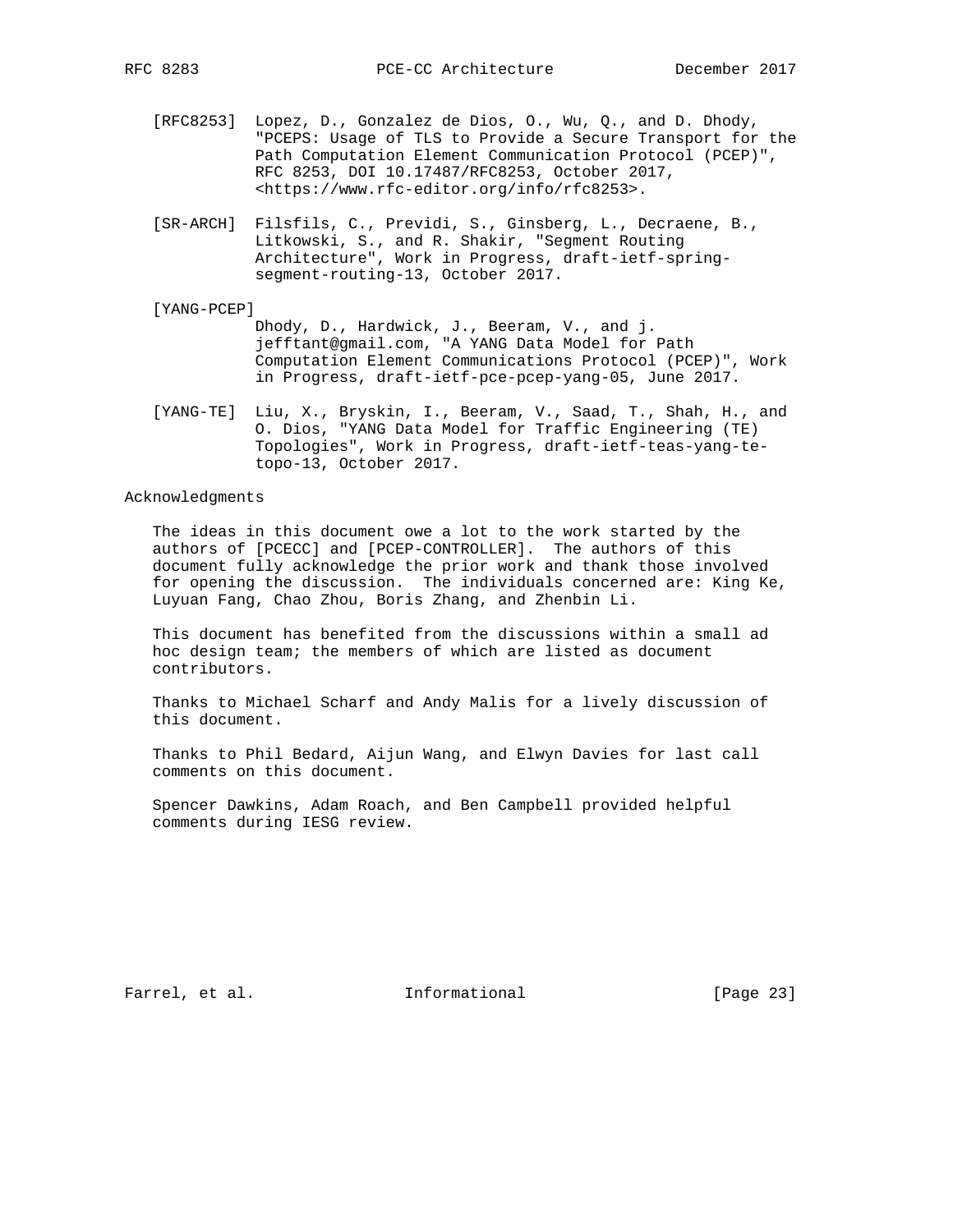[RFC8253] Lopez, D., Gonzalez de Dios, O., Wu, Q., and D. Dhody, "PCEPS: Usage of TLS to Provide a Secure Transport for the Path Computation Element Communication Protocol (PCEP)", RFC 8253, DOI 10.17487/RFC8253, October 2017, <https://www.rfc-editor.org/info/rfc8253>.

[SR-ARCH] Filsfils, C., Previdi, S., Ginsberg, L., Decraene, B., Litkowski, S., and R. Shakir, "Segment Routing Architecture", Work in Progress, draft-ietf-spring-segment-routing-13, October 2017.

[YANG-PCEP] Dhody, D., Hardwick, J., Beeram, V., and j. jefftant@gmail.com, "A YANG Data Model for Path Computation Element Communications Protocol (PCEP)", Work in Progress, draft-ietf-pce-pcep-yang-05, June 2017.

[YANG-TE] Liu, X., Bryskin, I., Beeram, V., Saad, T., Shah, H., and O. Dios, "YANG Data Model for Traffic Engineering (TE) Topologies", Work in Progress, draft-ietf-teas-yang-te-topo-13, October 2017.

# Acknowledgments

The ideas in this document owe a lot to the work started by the authors of [PCECC] and [PCEP-CONTROLLER]. The authors of this document fully acknowledge the prior work and thank those involved for opening the discussion. The individuals concerned are: King Ke, Luyuan Fang, Chao Zhou, Boris Zhang, and Zhenbin Li.

This document has benefited from the discussions within a small ad hoc design team; the members of which are listed as document contributors.

Thanks to Michael Scharf and Andy Malis for a lively discussion of this document.

Thanks to Phil Bedard, Aijun Wang, and Elwyn Davies for last call comments on this document.

Spencer Dawkins, Adam Roach, and Ben Campbell provided helpful comments during IESG review.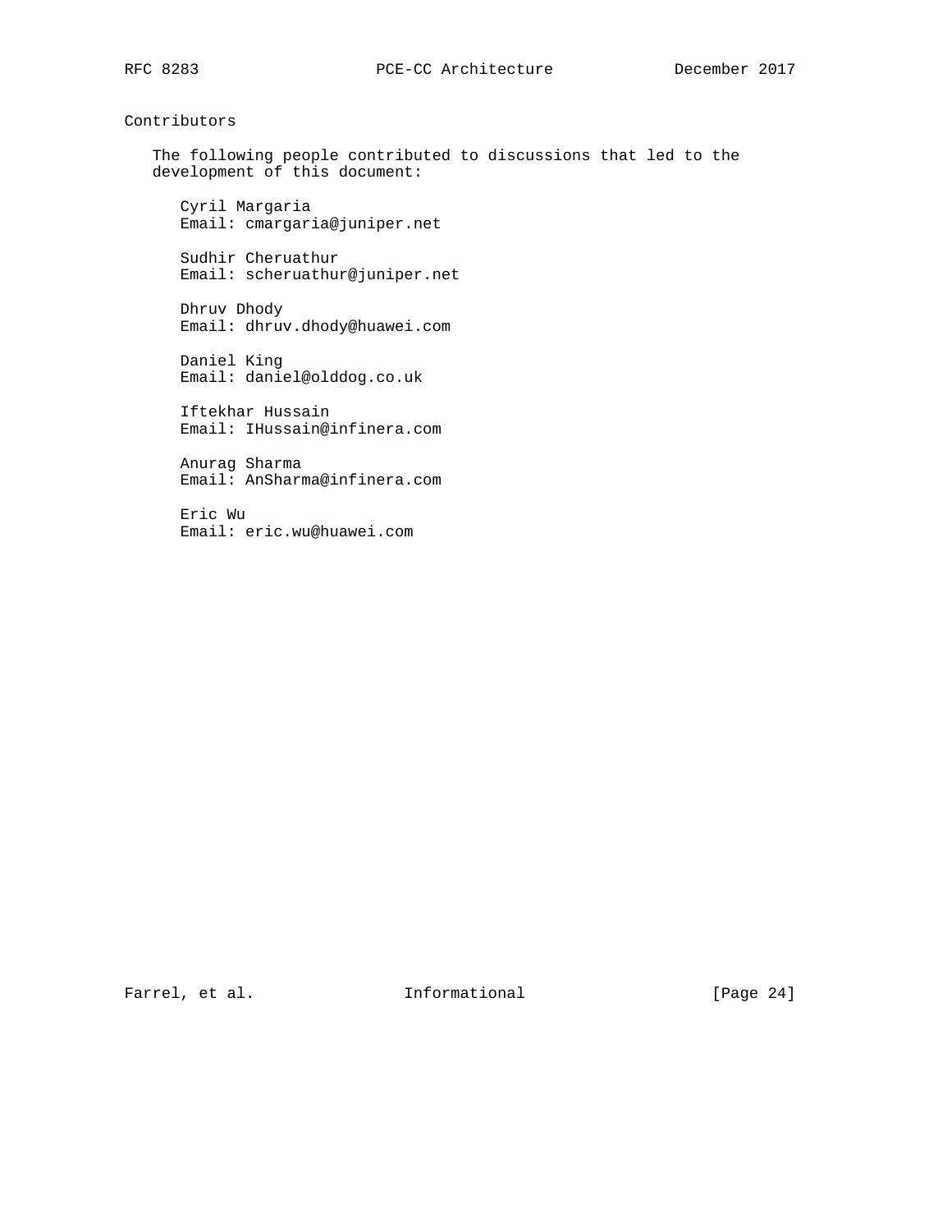## Contributors

The following people contributed to discussions that led to the development of this document:

Cyril Margaria
Email: cmargaria@juniper.net

Sudhir Cheruathur
Email: scheruathur@juniper.net

Dhruv Dhody
Email: dhruv.dhody@huawei.com

Daniel King
Email: daniel@olddog.co.uk

Iftekhar Hussain
Email: IHussain@infinera.com

Anurag Sharma
Email: AnSharma@infinera.com

Eric Wu
Email: eric.wu@huawei.com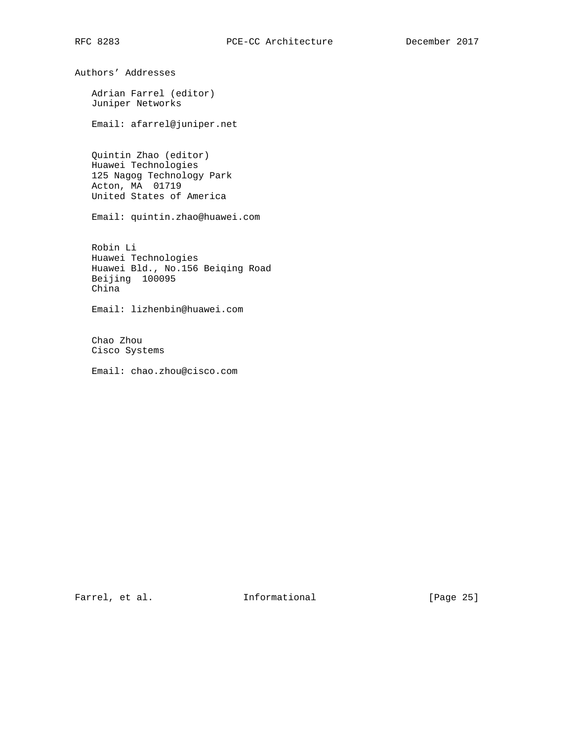## Authors' Addresses

Adrian Farrel (editor)
Juniper Networks

Email: afarrel@juniper.net

Quintin Zhao (editor)
Huawei Technologies
125 Nagog Technology Park
Acton, MA  01719
United States of America

Email: quintin.zhao@huawei.com

Robin Li
Huawei Technologies
Huawei Bld., No.156 Beiqing Road
Beijing  100095
China

Email: lizhenbin@huawei.com

Chao Zhou
Cisco Systems

Email: chao.zhou@cisco.com